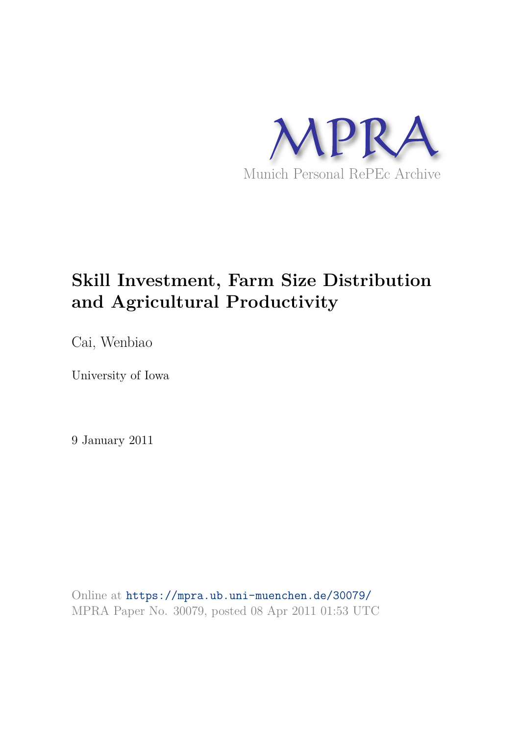# Skill Investment, Farm Size Distribution and Agricultural Productivity

Cai, Wenbiao

University of Iowa

9 January 2011

Online at https://mpra.ub.uni-muenchen.de/30079/
MPRA Paper No. 30079, posted 08 Apr 2011 01:53 UTC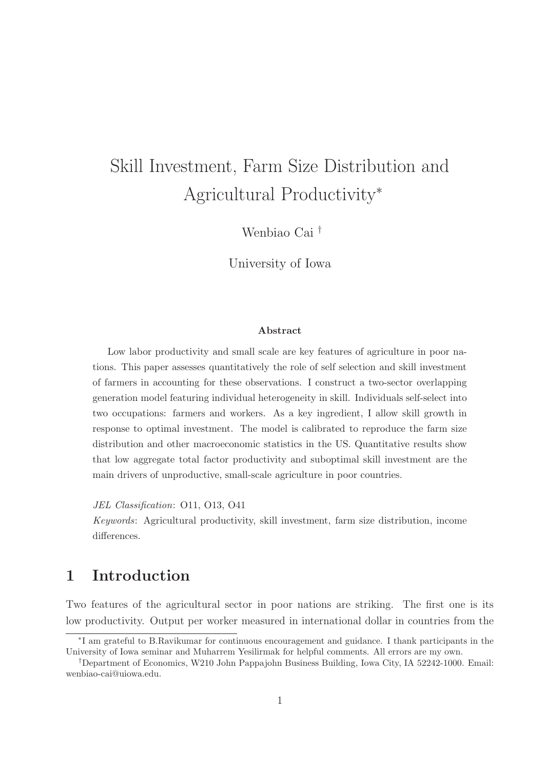# Skill Investment, Farm Size Distribution and Agricultural Productivity*

Wenbiao Cai †

University of Iowa

**Abstract**

Low labor productivity and small scale are key features of agriculture in poor nations. This paper assesses quantitatively the role of self selection and skill investment of farmers in accounting for these observations. I construct a two-sector overlapping generation model featuring individual heterogeneity in skill. Individuals self-select into two occupations: farmers and workers. As a key ingredient, I allow skill growth in response to optimal investment. The model is calibrated to reproduce the farm size distribution and other macroeconomic statistics in the US. Quantitative results show that low aggregate total factor productivity and suboptimal skill investment are the main drivers of unproductive, small-scale agriculture in poor countries.

*JEL Classification*: O11, O13, O41

*Keywords*: Agricultural productivity, skill investment, farm size distribution, income differences.

## 1 Introduction

Two features of the agricultural sector in poor nations are striking. The first one is its low productivity. Output per worker measured in international dollar in countries from the

---

*I am grateful to B.Ravikumar for continuous encouragement and guidance. I thank participants in the University of Iowa seminar and Muharrem Yesilirmak for helpful comments. All errors are my own.

†Department of Economics, W210 John Pappajohn Business Building, Iowa City, IA 52242-1000. Email: wenbiao-cai@uiowa.edu.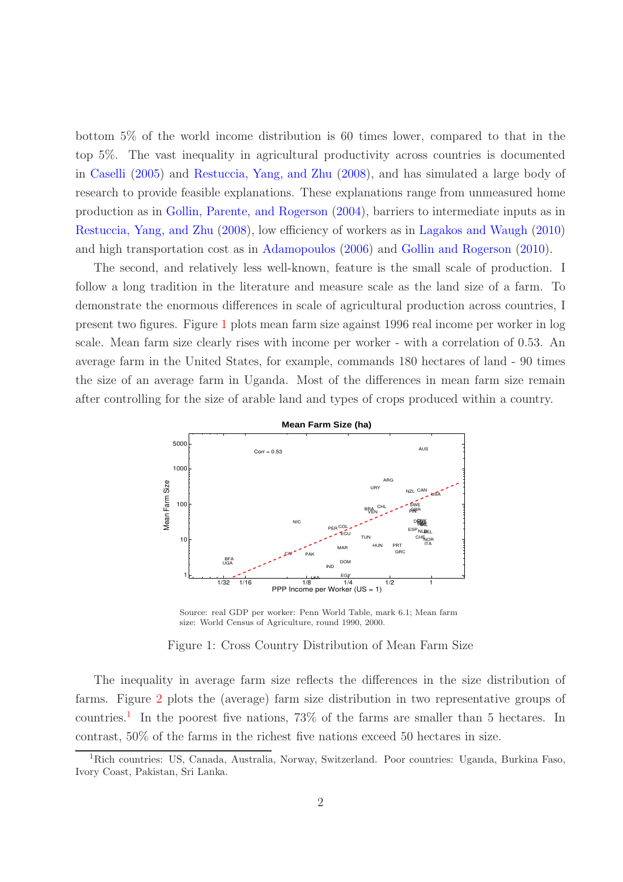bottom 5% of the world income distribution is 60 times lower, compared to that in the top 5%. The vast inequality in agricultural productivity across countries is documented in Caselli (2005) and Restuccia, Yang, and Zhu (2008), and has simulated a large body of research to provide feasible explanations. These explanations range from unmeasured home production as in Gollin, Parente, and Rogerson (2004), barriers to intermediate inputs as in Restuccia, Yang, and Zhu (2008), low efficiency of workers as in Lagakos and Waugh (2010) and high transportation cost as in Adamopoulos (2006) and Gollin and Rogerson (2010).

The second, and relatively less well-known, feature is the small scale of production. I follow a long tradition in the literature and measure scale as the land size of a farm. To demonstrate the enormous differences in scale of agricultural production across countries, I present two figures. Figure 1 plots mean farm size against 1996 real income per worker in log scale. Mean farm size clearly rises with income per worker - with a correlation of 0.53. An average farm in the United States, for example, commands 180 hectares of land - 90 times the size of an average farm in Uganda. Most of the differences in mean farm size remain after controlling for the size of arable land and types of crops produced within a country.

Source: real GDP per worker: Penn World Table, mark 6.1; Mean farm size: World Census of Agriculture, round 1990, 2000.

Figure 1: Cross Country Distribution of Mean Farm Size

The inequality in average farm size reflects the differences in the size distribution of farms. Figure 2 plots the (average) farm size distribution in two representative groups of countries.[1] In the poorest five nations, 73% of the farms are smaller than 5 hectares. In contrast, 50% of the farms in the richest five nations exceed 50 hectares in size.

[1] Rich countries: US, Canada, Australia, Norway, Switzerland. Poor countries: Uganda, Burkina Faso, Ivory Coast, Pakistan, Sri Lanka.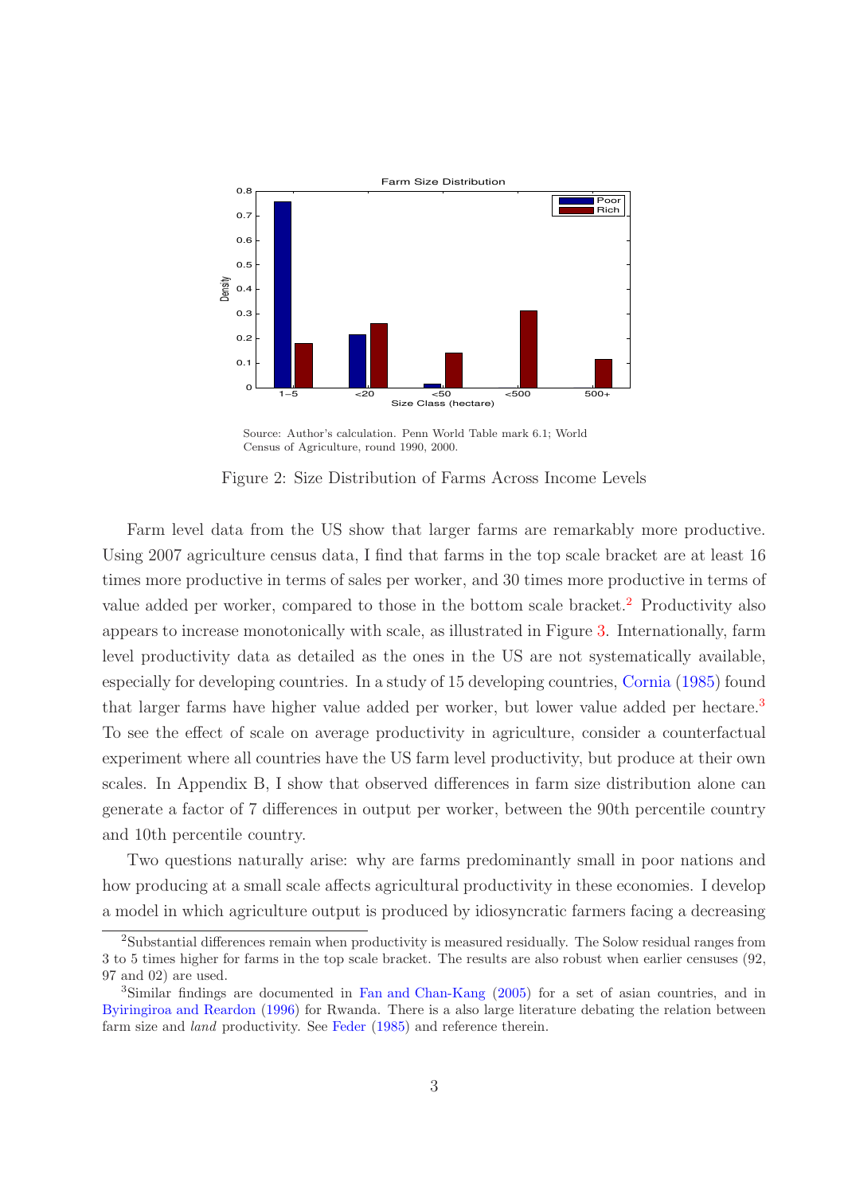Source: Author's calculation. Penn World Table mark 6.1; World Census of Agriculture, round 1990, 2000.

Figure 2: Size Distribution of Farms Across Income Levels

Farm level data from the US show that larger farms are remarkably more productive. Using 2007 agriculture census data, I find that farms in the top scale bracket are at least 16 times more productive in terms of sales per worker, and 30 times more productive in terms of value added per worker, compared to those in the bottom scale bracket.[2] Productivity also appears to increase monotonically with scale, as illustrated in Figure 3. Internationally, farm level productivity data as detailed as the ones in the US are not systematically available, especially for developing countries. In a study of 15 developing countries, Cornia (1985) found that larger farms have higher value added per worker, but lower value added per hectare.[3] To see the effect of scale on average productivity in agriculture, consider a counterfactual experiment where all countries have the US farm level productivity, but produce at their own scales. In Appendix B, I show that observed differences in farm size distribution alone can generate a factor of 7 differences in output per worker, between the 90th percentile country and 10th percentile country.

Two questions naturally arise: why are farms predominantly small in poor nations and how producing at a small scale affects agricultural productivity in these economies. I develop a model in which agriculture output is produced by idiosyncratic farmers facing a decreasing

---

[2] Substantial differences remain when productivity is measured residually. The Solow residual ranges from 3 to 5 times higher for farms in the top scale bracket. The results are also robust when earlier censuses (92, 97 and 02) are used.

[3] Similar findings are documented in Fan and Chan-Kang (2005) for a set of asian countries, and in Byiringiroa and Reardon (1996) for Rwanda. There is a also large literature debating the relation between farm size and *land* productivity. See Feder (1985) and reference therein.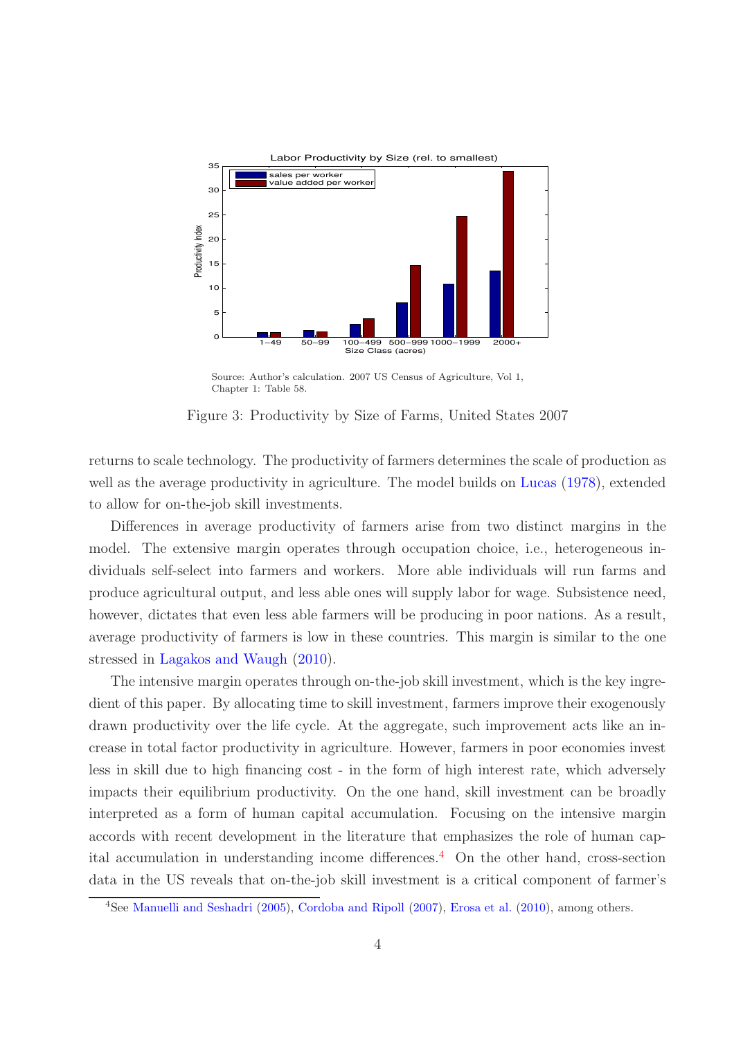Source: Author's calculation. 2007 US Census of Agriculture, Vol 1, Chapter 1: Table 58.

Figure 3: Productivity by Size of Farms, United States 2007

returns to scale technology. The productivity of farmers determines the scale of production as well as the average productivity in agriculture. The model builds on Lucas (1978), extended to allow for on-the-job skill investments.

Differences in average productivity of farmers arise from two distinct margins in the model. The extensive margin operates through occupation choice, i.e., heterogeneous individuals self-select into farmers and workers. More able individuals will run farms and produce agricultural output, and less able ones will supply labor for wage. Subsistence need, however, dictates that even less able farmers will be producing in poor nations. As a result, average productivity of farmers is low in these countries. This margin is similar to the one stressed in Lagakos and Waugh (2010).

The intensive margin operates through on-the-job skill investment, which is the key ingredient of this paper. By allocating time to skill investment, farmers improve their exogenously drawn productivity over the life cycle. At the aggregate, such improvement acts like an increase in total factor productivity in agriculture. However, farmers in poor economies invest less in skill due to high financing cost - in the form of high interest rate, which adversely impacts their equilibrium productivity. On the one hand, skill investment can be broadly interpreted as a form of human capital accumulation. Focusing on the intensive margin accords with recent development in the literature that emphasizes the role of human capital accumulation in understanding income differences.[4] On the other hand, cross-section data in the US reveals that on-the-job skill investment is a critical component of farmer's

[4] See Manuelli and Seshadri (2005), Cordoba and Ripoll (2007), Erosa et al. (2010), among others.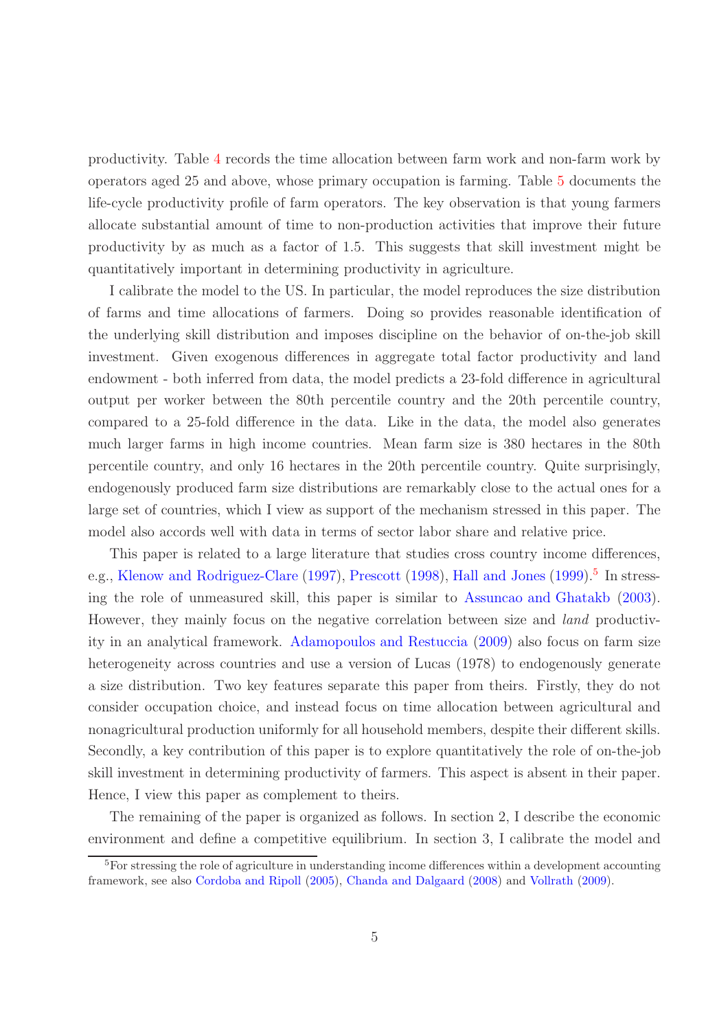productivity. Table 4 records the time allocation between farm work and non-farm work by operators aged 25 and above, whose primary occupation is farming. Table 5 documents the life-cycle productivity profile of farm operators. The key observation is that young farmers allocate substantial amount of time to non-production activities that improve their future productivity by as much as a factor of 1.5. This suggests that skill investment might be quantitatively important in determining productivity in agriculture.

I calibrate the model to the US. In particular, the model reproduces the size distribution of farms and time allocations of farmers. Doing so provides reasonable identification of the underlying skill distribution and imposes discipline on the behavior of on-the-job skill investment. Given exogenous differences in aggregate total factor productivity and land endowment - both inferred from data, the model predicts a 23-fold difference in agricultural output per worker between the 80th percentile country and the 20th percentile country, compared to a 25-fold difference in the data. Like in the data, the model also generates much larger farms in high income countries. Mean farm size is 380 hectares in the 80th percentile country, and only 16 hectares in the 20th percentile country. Quite surprisingly, endogenously produced farm size distributions are remarkably close to the actual ones for a large set of countries, which I view as support of the mechanism stressed in this paper. The model also accords well with data in terms of sector labor share and relative price.

This paper is related to a large literature that studies cross country income differences, e.g., Klenow and Rodriguez-Clare (1997), Prescott (1998), Hall and Jones (1999).[5] In stressing the role of unmeasured skill, this paper is similar to Assuncao and Ghatakb (2003). However, they mainly focus on the negative correlation between size and *land* productivity in an analytical framework. Adamopoulos and Restuccia (2009) also focus on farm size heterogeneity across countries and use a version of Lucas (1978) to endogenously generate a size distribution. Two key features separate this paper from theirs. Firstly, they do not consider occupation choice, and instead focus on time allocation between agricultural and nonagricultural production uniformly for all household members, despite their different skills. Secondly, a key contribution of this paper is to explore quantitatively the role of on-the-job skill investment in determining productivity of farmers. This aspect is absent in their paper. Hence, I view this paper as complement to theirs.

The remaining of the paper is organized as follows. In section 2, I describe the economic environment and define a competitive equilibrium. In section 3, I calibrate the model and

[5] For stressing the role of agriculture in understanding income differences within a development accounting framework, see also Cordoba and Ripoll (2005), Chanda and Dalgaard (2008) and Vollrath (2009).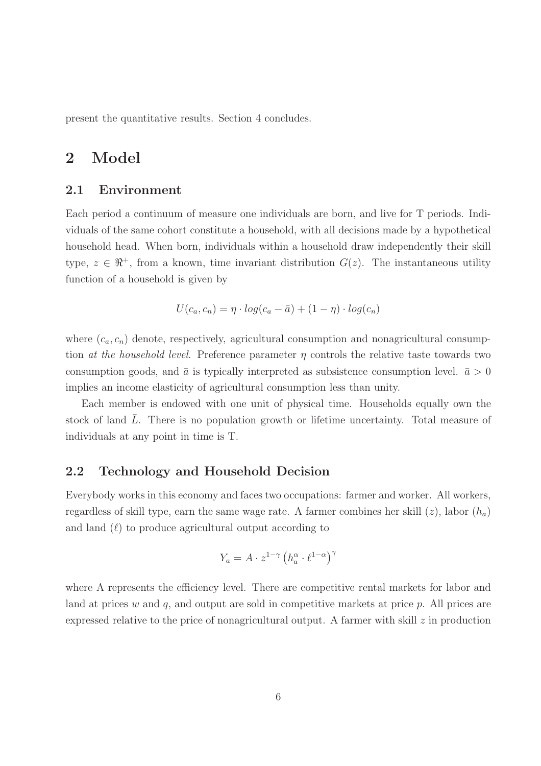present the quantitative results. Section 4 concludes.

# 2 Model

## 2.1 Environment

Each period a continuum of measure one individuals are born, and live for T periods. Individuals of the same cohort constitute a household, with all decisions made by a hypothetical household head. When born, individuals within a household draw independently their skill type, $z \in \Re^{+}$, from a known, time invariant distribution $G(z)$. The instantaneous utility function of a household is given by

$$U(c_a, c_n) = \eta \cdot log(c_a - \bar{a}) + (1 - \eta) \cdot log(c_n)$$

where $(c_a, c_n)$ denote, respectively, agricultural consumption and nonagricultural consumption *at the household level*. Preference parameter $\eta$ controls the relative taste towards two consumption goods, and $\bar{a}$ is typically interpreted as subsistence consumption level. $\bar{a} > 0$ implies an income elasticity of agricultural consumption less than unity.

Each member is endowed with one unit of physical time. Households equally own the stock of land $\bar{L}$. There is no population growth or lifetime uncertainty. Total measure of individuals at any point in time is T.

## 2.2 Technology and Household Decision

Everybody works in this economy and faces two occupations: farmer and worker. All workers, regardless of skill type, earn the same wage rate. A farmer combines her skill $(z)$, labor $(h_a)$ and land $(\ell)$ to produce agricultural output according to

$$Y_a = A \cdot z^{1-\gamma} \left( h_a^{\alpha} \cdot \ell^{1-\alpha} \right)^{\gamma}$$

where A represents the efficiency level. There are competitive rental markets for labor and land at prices $w$ and $q$, and output are sold in competitive markets at price $p$. All prices are expressed relative to the price of nonagricultural output. A farmer with skill $z$ in production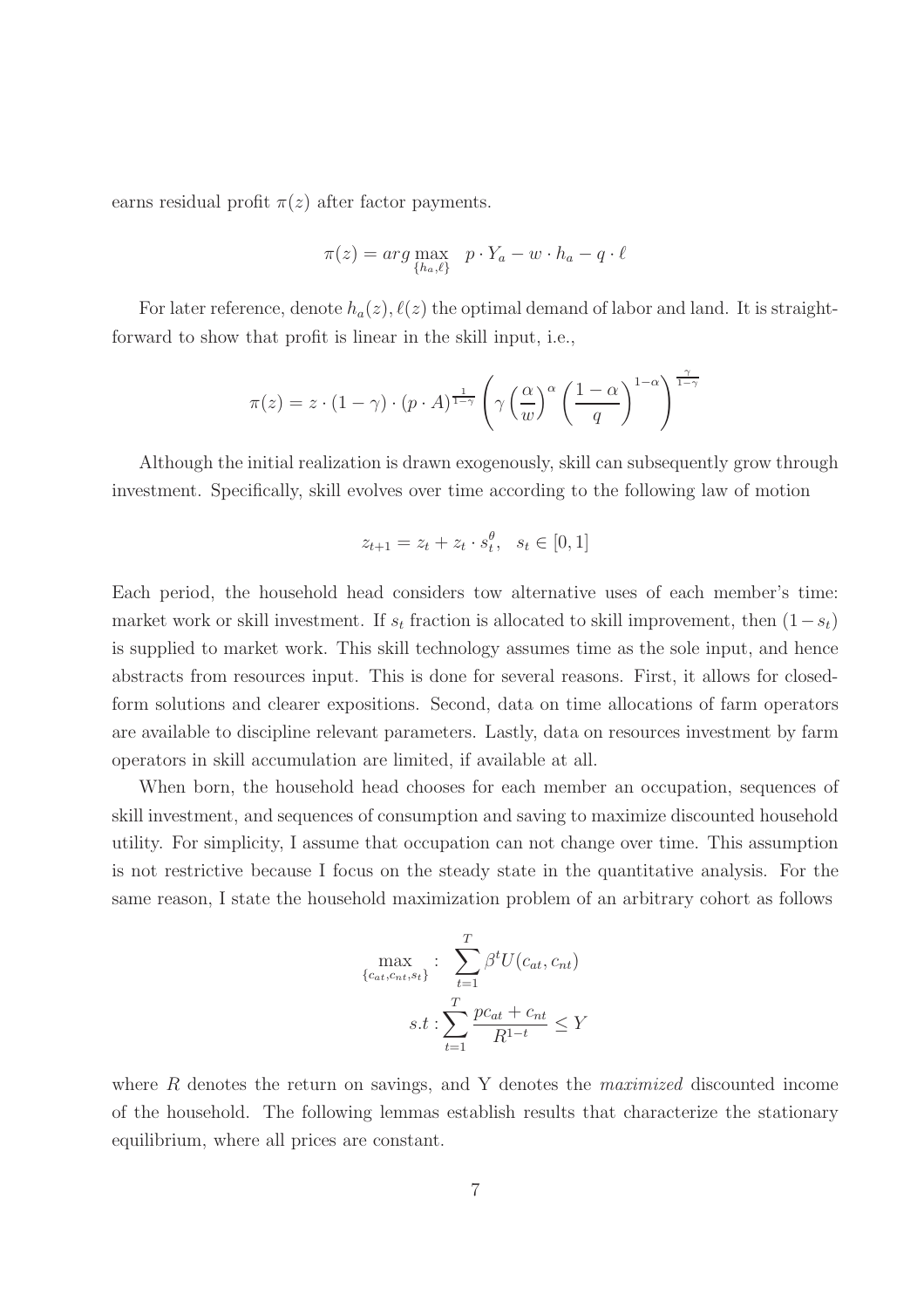earns residual profit $\pi(z)$ after factor payments.

$$\pi(z) = arg \max_{\{h_a, \ell\}} \quad p \cdot Y_a - w \cdot h_a - q \cdot \ell$$

For later reference, denote $h_a(z), \ell(z)$ the optimal demand of labor and land. It is straightforward to show that profit is linear in the skill input, i.e.,

$$\pi(z) = z \cdot (1-\gamma) \cdot (p \cdot A)^{\frac{1}{1-\gamma}} \left( \gamma \left(\frac{\alpha}{w}\right)^{\alpha} \left(\frac{1-\alpha}{q}\right)^{1-\alpha} \right)^{\frac{\gamma}{1-\gamma}}$$

Although the initial realization is drawn exogenously, skill can subsequently grow through investment. Specifically, skill evolves over time according to the following law of motion

$$z_{t+1} = z_t + z_t \cdot s_t^{\theta}, \quad s_t \in [0, 1]$$

Each period, the household head considers tow alternative uses of each member's time: market work or skill investment. If $s_t$ fraction is allocated to skill improvement, then $(1 - s_t)$ is supplied to market work. This skill technology assumes time as the sole input, and hence abstracts from resources input. This is done for several reasons. First, it allows for closed-form solutions and clearer expositions. Second, data on time allocations of farm operators are available to discipline relevant parameters. Lastly, data on resources investment by farm operators in skill accumulation are limited, if available at all.

When born, the household head chooses for each member an occupation, sequences of skill investment, and sequences of consumption and saving to maximize discounted household utility. For simplicity, I assume that occupation can not change over time. This assumption is not restrictive because I focus on the steady state in the quantitative analysis. For the same reason, I state the household maximization problem of an arbitrary cohort as follows

$$\max_{\{c_{at}, c_{nt}, s_t\}} : \quad \sum_{t=1}^{T} \beta^t U(c_{at}, c_{nt})$$

$$s.t : \sum_{t=1}^{T} \frac{pc_{at} + c_{nt}}{R^{1-t}} \leq Y$$

where $R$ denotes the return on savings, and Y denotes the *maximized* discounted income of the household. The following lemmas establish results that characterize the stationary equilibrium, where all prices are constant.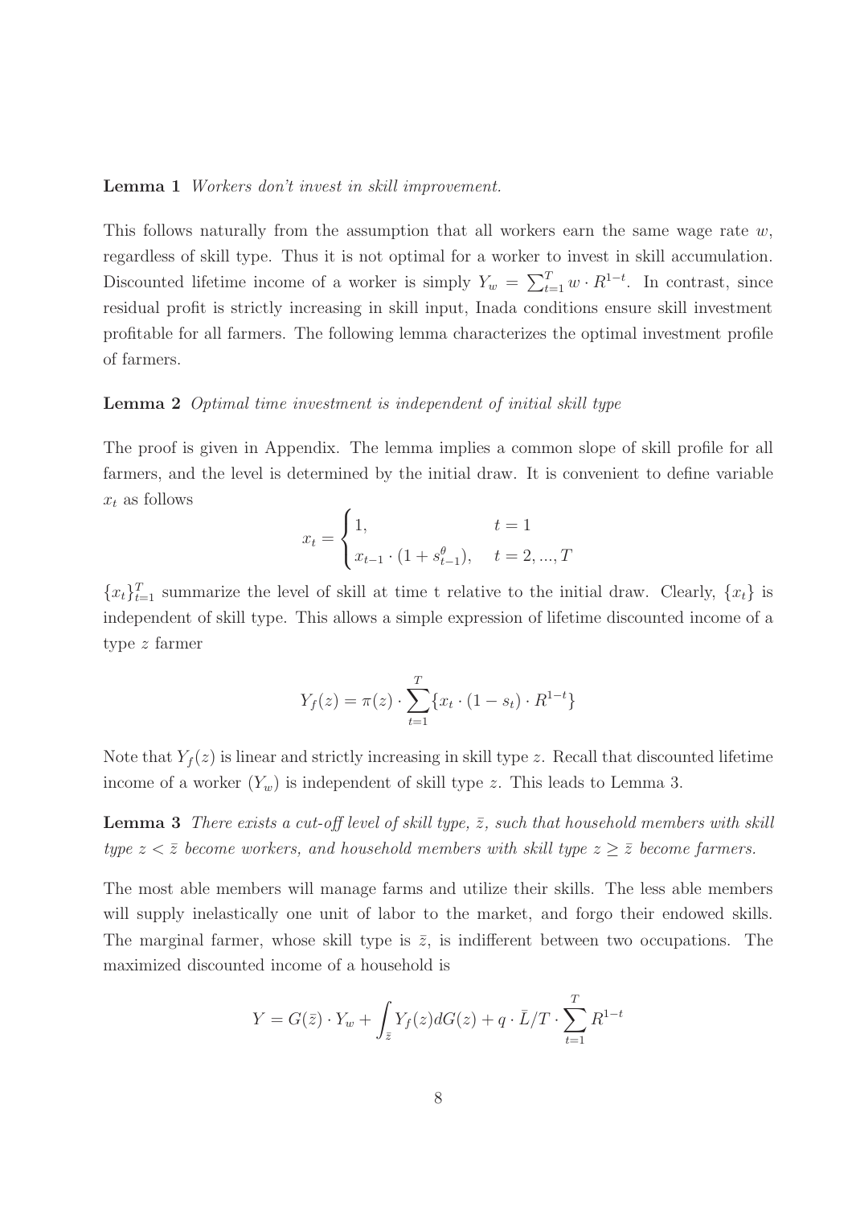**Lemma 1** *Workers don't invest in skill improvement.*

This follows naturally from the assumption that all workers earn the same wage rate $w$, regardless of skill type. Thus it is not optimal for a worker to invest in skill accumulation. Discounted lifetime income of a worker is simply $Y_w = \sum_{t=1}^{T} w \cdot R^{1-t}$. In contrast, since residual profit is strictly increasing in skill input, Inada conditions ensure skill investment profitable for all farmers. The following lemma characterizes the optimal investment profile of farmers.

**Lemma 2** *Optimal time investment is independent of initial skill type*

The proof is given in Appendix. The lemma implies a common slope of skill profile for all farmers, and the level is determined by the initial draw. It is convenient to define variable $x_t$ as follows

$$x_t = \begin{cases} 1, & t = 1 \\ x_{t-1} \cdot (1 + s_{t-1}^{\theta}), & t = 2, ..., T \end{cases}$$

$\{x_t\}_{t=1}^{T}$ summarize the level of skill at time t relative to the initial draw. Clearly, $\{x_t\}$ is independent of skill type. This allows a simple expression of lifetime discounted income of a type $z$ farmer

$$Y_f(z) = \pi(z) \cdot \sum_{t=1}^{T} \{x_t \cdot (1 - s_t) \cdot R^{1-t}\}$$

Note that $Y_f(z)$ is linear and strictly increasing in skill type $z$. Recall that discounted lifetime income of a worker ($Y_w$) is independent of skill type $z$. This leads to Lemma 3.

**Lemma 3** *There exists a cut-off level of skill type, $\bar{z}$, such that household members with skill type $z < \bar{z}$ become workers, and household members with skill type $z \geq \bar{z}$ become farmers.*

The most able members will manage farms and utilize their skills. The less able members will supply inelastically one unit of labor to the market, and forgo their endowed skills. The marginal farmer, whose skill type is $\bar{z}$, is indifferent between two occupations. The maximized discounted income of a household is

$$Y = G(\bar{z}) \cdot Y_w + \int_{\bar{z}} Y_f(z) dG(z) + q \cdot \bar{L}/T \cdot \sum_{t=1}^{T} R^{1-t}$$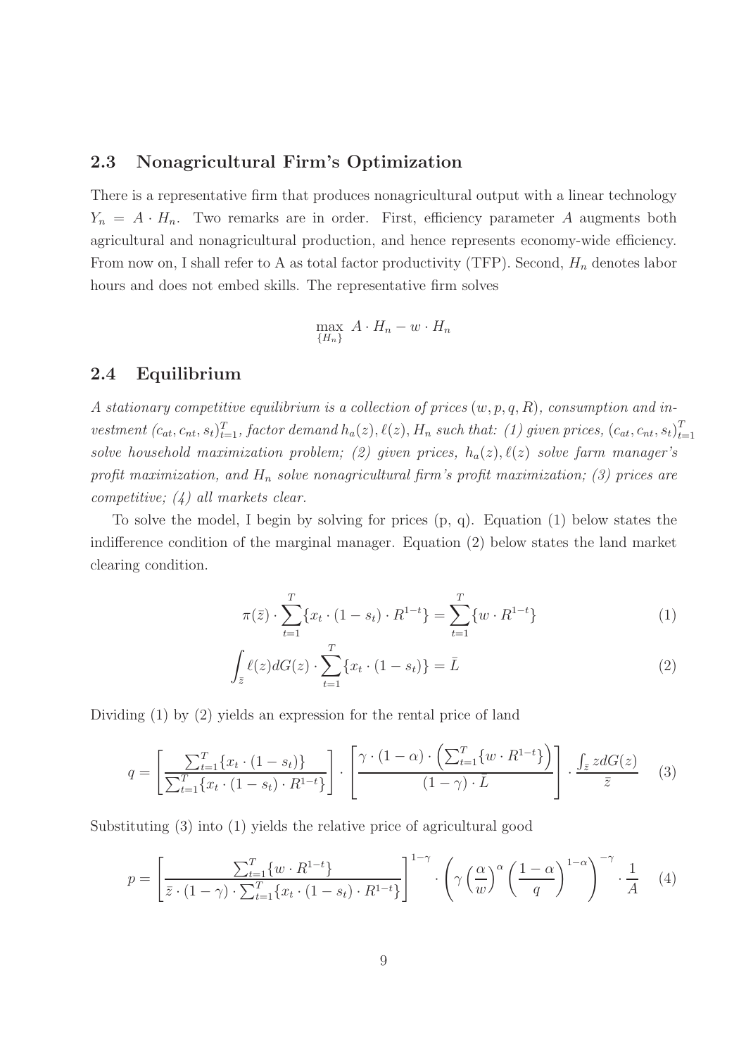## 2.3 Nonagricultural Firm's Optimization

There is a representative firm that produces nonagricultural output with a linear technology $Y_n = A \cdot H_n$. Two remarks are in order. First, efficiency parameter $A$ augments both agricultural and nonagricultural production, and hence represents economy-wide efficiency. From now on, I shall refer to A as total factor productivity (TFP). Second, $H_n$ denotes labor hours and does not embed skills. The representative firm solves

$$\max_{\{H_n\}} \; A \cdot H_n - w \cdot H_n$$

## 2.4 Equilibrium

*A stationary competitive equilibrium is a collection of prices* $(w, p, q, R)$*, consumption and investment* $(c_{at}, c_{nt}, s_t)_{t=1}^{T}$*, factor demand* $h_a(z), \ell(z), H_n$ *such that: (1) given prices,* $(c_{at}, c_{nt}, s_t)_{t=1}^{T}$ *solve household maximization problem; (2) given prices,* $h_a(z), \ell(z)$ *solve farm manager's profit maximization, and* $H_n$ *solve nonagricultural firm's profit maximization; (3) prices are competitive; (4) all markets clear.*

To solve the model, I begin by solving for prices (p, q). Equation (1) below states the indifference condition of the marginal manager. Equation (2) below states the land market clearing condition.

$$\pi(\bar{z}) \cdot \sum_{t=1}^{T} \{x_t \cdot (1 - s_t) \cdot R^{1-t}\} = \sum_{t=1}^{T} \{w \cdot R^{1-t}\} \tag{1}$$

$$\int_{\bar{z}} \ell(z) dG(z) \cdot \sum_{t=1}^{T} \{x_t \cdot (1 - s_t)\} = \bar{L} \tag{2}$$

Dividing (1) by (2) yields an expression for the rental price of land

$$q = \left[ \frac{\sum_{t=1}^{T} \{x_t \cdot (1 - s_t)\}}{\sum_{t=1}^{T} \{x_t \cdot (1 - s_t) \cdot R^{1-t}\}} \right] \cdot \left[ \frac{\gamma \cdot (1 - \alpha) \cdot \left( \sum_{t=1}^{T} \{w \cdot R^{1-t}\} \right)}{(1 - \gamma) \cdot \bar{L}} \right] \cdot \frac{\int_{\bar{z}} z dG(z)}{\bar{z}} \tag{3}$$

Substituting (3) into (1) yields the relative price of agricultural good

$$p = \left[ \frac{\sum_{t=1}^{T} \{w \cdot R^{1-t}\}}{\bar{z} \cdot (1 - \gamma) \cdot \sum_{t=1}^{T} \{x_t \cdot (1 - s_t) \cdot R^{1-t}\}} \right]^{1-\gamma} \cdot \left( \gamma \left( \frac{\alpha}{w} \right)^{\alpha} \left( \frac{1 - \alpha}{q} \right)^{1-\alpha} \right)^{-\gamma} \cdot \frac{1}{A} \tag{4}$$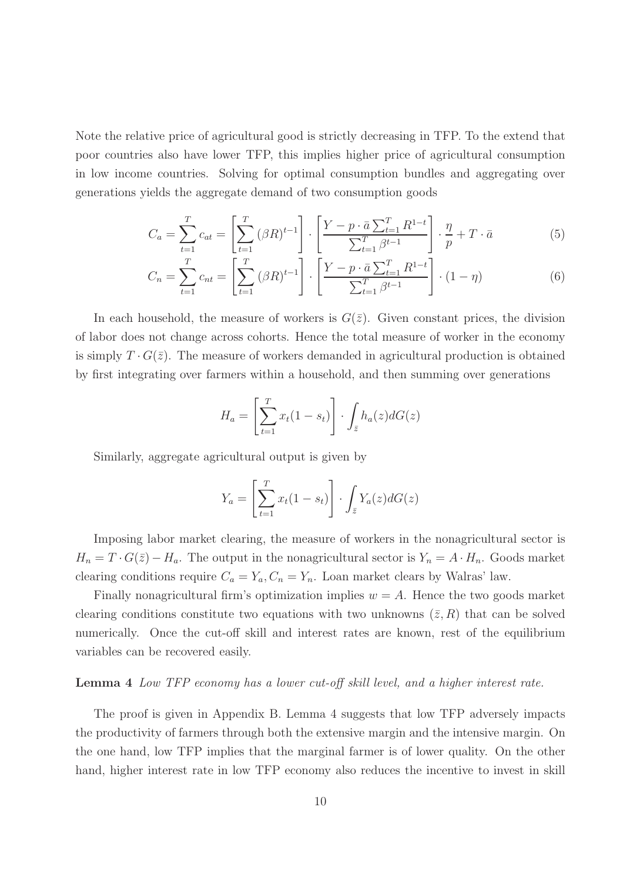Note the relative price of agricultural good is strictly decreasing in TFP. To the extend that poor countries also have lower TFP, this implies higher price of agricultural consumption in low income countries. Solving for optimal consumption bundles and aggregating over generations yields the aggregate demand of two consumption goods

$$C_a = \sum_{t=1}^{T} c_{at} = \left[ \sum_{t=1}^{T} (\beta R)^{t-1} \right] \cdot \left[ \frac{Y - p \cdot \bar{a} \sum_{t=1}^{T} R^{1-t}}{\sum_{t=1}^{T} \beta^{t-1}} \right] \cdot \frac{\eta}{p} + T \cdot \bar{a} \tag{5}$$

$$C_n = \sum_{t=1}^{T} c_{nt} = \left[ \sum_{t=1}^{T} (\beta R)^{t-1} \right] \cdot \left[ \frac{Y - p \cdot \bar{a} \sum_{t=1}^{T} R^{1-t}}{\sum_{t=1}^{T} \beta^{t-1}} \right] \cdot (1 - \eta) \tag{6}$$

In each household, the measure of workers is $G(\bar{z})$. Given constant prices, the division of labor does not change across cohorts. Hence the total measure of worker in the economy is simply $T \cdot G(\bar{z})$. The measure of workers demanded in agricultural production is obtained by first integrating over farmers within a household, and then summing over generations

$$H_a = \left[ \sum_{t=1}^{T} x_t (1 - s_t) \right] \cdot \int_{\bar{z}} h_a(z) dG(z)$$

Similarly, aggregate agricultural output is given by

$$Y_a = \left[ \sum_{t=1}^{T} x_t (1 - s_t) \right] \cdot \int_{\bar{z}} Y_a(z) dG(z)$$

Imposing labor market clearing, the measure of workers in the nonagricultural sector is $H_n = T \cdot G(\bar{z}) - H_a$. The output in the nonagricultural sector is $Y_n = A \cdot H_n$. Goods market clearing conditions require $C_a = Y_a, C_n = Y_n$. Loan market clears by Walras' law.

Finally nonagricultural firm's optimization implies $w = A$. Hence the two goods market clearing conditions constitute two equations with two unknowns $(\bar{z}, R)$ that can be solved numerically. Once the cut-off skill and interest rates are known, rest of the equilibrium variables can be recovered easily.

**Lemma 4** *Low TFP economy has a lower cut-off skill level, and a higher interest rate.*

The proof is given in Appendix B. Lemma 4 suggests that low TFP adversely impacts the productivity of farmers through both the extensive margin and the intensive margin. On the one hand, low TFP implies that the marginal farmer is of lower quality. On the other hand, higher interest rate in low TFP economy also reduces the incentive to invest in skill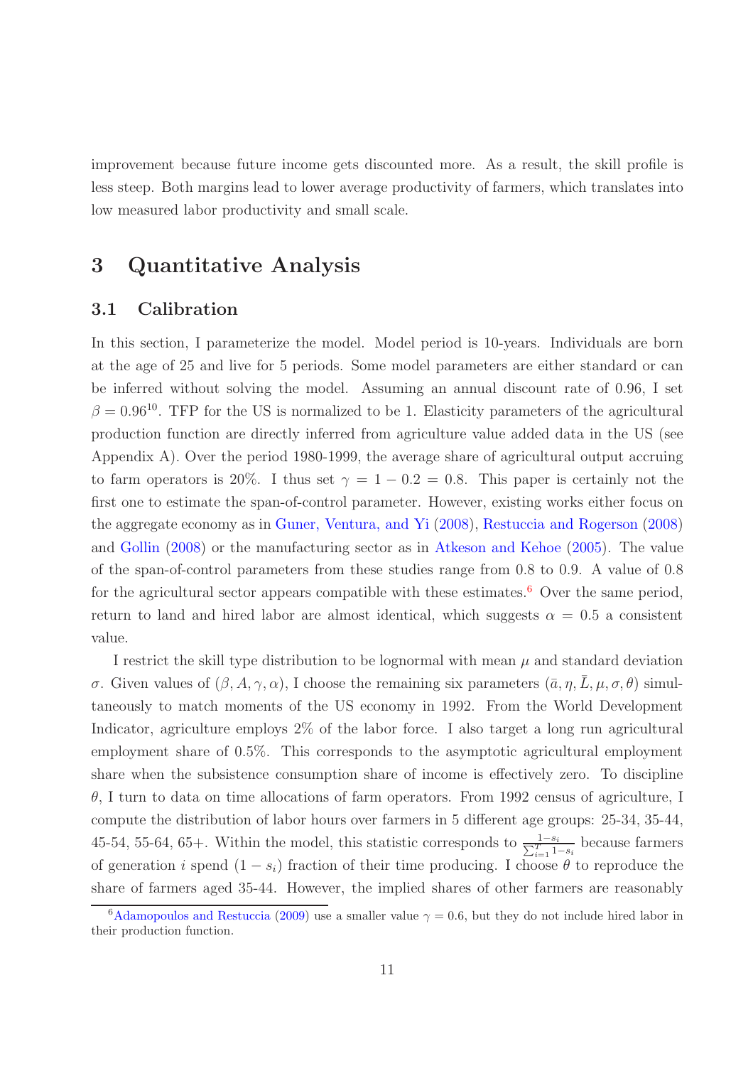improvement because future income gets discounted more. As a result, the skill profile is less steep. Both margins lead to lower average productivity of farmers, which translates into low measured labor productivity and small scale.

# 3 Quantitative Analysis

## 3.1 Calibration

In this section, I parameterize the model. Model period is 10-years. Individuals are born at the age of 25 and live for 5 periods. Some model parameters are either standard or can be inferred without solving the model. Assuming an annual discount rate of 0.96, I set $\beta = 0.96^{10}$. TFP for the US is normalized to be 1. Elasticity parameters of the agricultural production function are directly inferred from agriculture value added data in the US (see Appendix A). Over the period 1980-1999, the average share of agricultural output accruing to farm operators is 20%. I thus set $\gamma = 1 - 0.2 = 0.8$. This paper is certainly not the first one to estimate the span-of-control parameter. However, existing works either focus on the aggregate economy as in Guner, Ventura, and Yi (2008), Restuccia and Rogerson (2008) and Gollin (2008) or the manufacturing sector as in Atkeson and Kehoe (2005). The value of the span-of-control parameters from these studies range from 0.8 to 0.9. A value of 0.8 for the agricultural sector appears compatible with these estimates.[6] Over the same period, return to land and hired labor are almost identical, which suggests $\alpha = 0.5$ a consistent value.

I restrict the skill type distribution to be lognormal with mean $\mu$ and standard deviation $\sigma$. Given values of $(\beta, A, \gamma, \alpha)$, I choose the remaining six parameters $(\bar{a}, \eta, \bar{L}, \mu, \sigma, \theta)$ simultaneously to match moments of the US economy in 1992. From the World Development Indicator, agriculture employs 2% of the labor force. I also target a long run agricultural employment share of 0.5%. This corresponds to the asymptotic agricultural employment share when the subsistence consumption share of income is effectively zero. To discipline $\theta$, I turn to data on time allocations of farm operators. From 1992 census of agriculture, I compute the distribution of labor hours over farmers in 5 different age groups: 25-34, 35-44, 45-54, 55-64, 65+. Within the model, this statistic corresponds to $\frac{1-s_i}{\sum_{i=1}^{T} 1-s_i}$ because farmers of generation $i$ spend $(1 - s_i)$ fraction of their time producing. I choose $\theta$ to reproduce the share of farmers aged 35-44. However, the implied shares of other farmers are reasonably

[6] Adamopoulos and Restuccia (2009) use a smaller value $\gamma = 0.6$, but they do not include hired labor in their production function.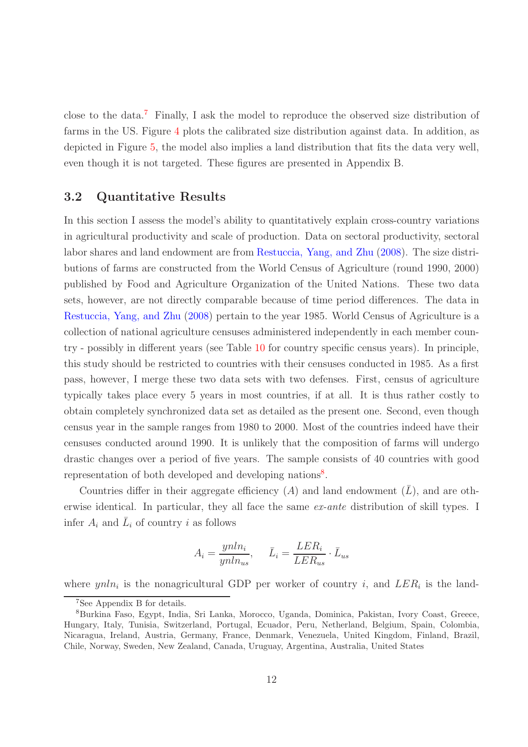close to the data.[7] Finally, I ask the model to reproduce the observed size distribution of farms in the US. Figure 4 plots the calibrated size distribution against data. In addition, as depicted in Figure 5, the model also implies a land distribution that fits the data very well, even though it is not targeted. These figures are presented in Appendix B.

## 3.2 Quantitative Results

In this section I assess the model's ability to quantitatively explain cross-country variations in agricultural productivity and scale of production. Data on sectoral productivity, sectoral labor shares and land endowment are from Restuccia, Yang, and Zhu (2008). The size distributions of farms are constructed from the World Census of Agriculture (round 1990, 2000) published by Food and Agriculture Organization of the United Nations. These two data sets, however, are not directly comparable because of time period differences. The data in Restuccia, Yang, and Zhu (2008) pertain to the year 1985. World Census of Agriculture is a collection of national agriculture censuses administered independently in each member country - possibly in different years (see Table 10 for country specific census years). In principle, this study should be restricted to countries with their censuses conducted in 1985. As a first pass, however, I merge these two data sets with two defenses. First, census of agriculture typically takes place every 5 years in most countries, if at all. It is thus rather costly to obtain completely synchronized data set as detailed as the present one. Second, even though census year in the sample ranges from 1980 to 2000. Most of the countries indeed have their censuses conducted around 1990. It is unlikely that the composition of farms will undergo drastic changes over a period of five years. The sample consists of 40 countries with good representation of both developed and developing nations[8].

Countries differ in their aggregate efficiency ($A$) and land endowment ($\bar{L}$), and are otherwise identical. In particular, they all face the same *ex-ante* distribution of skill types. I infer $A_i$ and $\bar{L}_i$ of country $i$ as follows

$$A_i = \frac{ynln_i}{ynln_{us}}, \quad \bar{L}_i = \frac{LER_i}{LER_{us}} \cdot \bar{L}_{us}$$

where $ynln_i$ is the nonagricultural GDP per worker of country $i$, and $LER_i$ is the land-

[7] See Appendix B for details.

[8] Burkina Faso, Egypt, India, Sri Lanka, Morocco, Uganda, Dominica, Pakistan, Ivory Coast, Greece, Hungary, Italy, Tunisia, Switzerland, Portugal, Ecuador, Peru, Netherland, Belgium, Spain, Colombia, Nicaragua, Ireland, Austria, Germany, France, Denmark, Venezuela, United Kingdom, Finland, Brazil, Chile, Norway, Sweden, New Zealand, Canada, Uruguay, Argentina, Australia, United States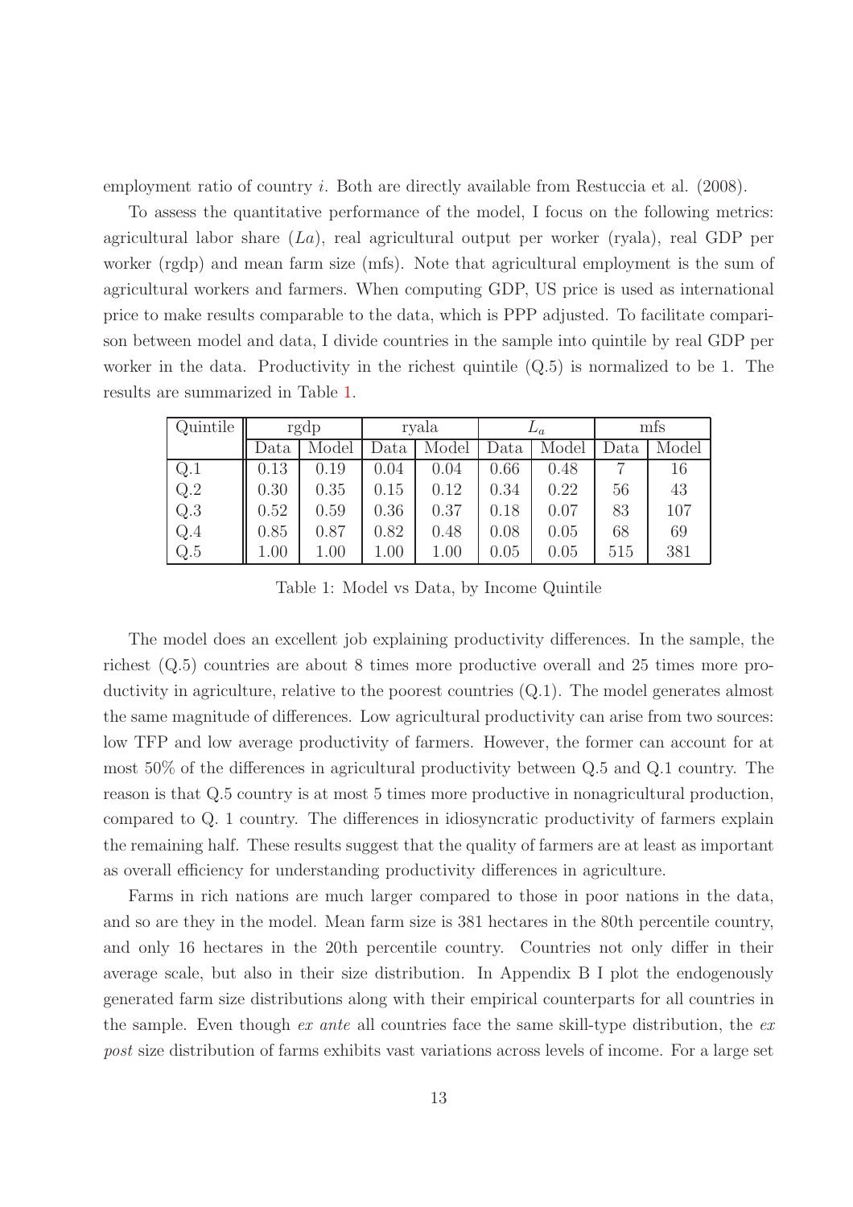employment ratio of country $i$. Both are directly available from Restuccia et al. (2008).

To assess the quantitative performance of the model, I focus on the following metrics: agricultural labor share ($La$), real agricultural output per worker (ryala), real GDP per worker (rgdp) and mean farm size (mfs). Note that agricultural employment is the sum of agricultural workers and farmers. When computing GDP, US price is used as international price to make results comparable to the data, which is PPP adjusted. To facilitate comparison between model and data, I divide countries in the sample into quintile by real GDP per worker in the data. Productivity in the richest quintile (Q.5) is normalized to be 1. The results are summarized in Table 1.

| Quintile | rgdp | | ryala | | $L_a$ | | mfs | |
|---|---|---|---|---|---|---|---|---|
| | Data | Model | Data | Model | Data | Model | Data | Model |
| Q.1 | 0.13 | 0.19 | 0.04 | 0.04 | 0.66 | 0.48 | 7 | 16 |
| Q.2 | 0.30 | 0.35 | 0.15 | 0.12 | 0.34 | 0.22 | 56 | 43 |
| Q.3 | 0.52 | 0.59 | 0.36 | 0.37 | 0.18 | 0.07 | 83 | 107 |
| Q.4 | 0.85 | 0.87 | 0.82 | 0.48 | 0.08 | 0.05 | 68 | 69 |
| Q.5 | 1.00 | 1.00 | 1.00 | 1.00 | 0.05 | 0.05 | 515 | 381 |

Table 1: Model vs Data, by Income Quintile

The model does an excellent job explaining productivity differences. In the sample, the richest (Q.5) countries are about 8 times more productive overall and 25 times more productivity in agriculture, relative to the poorest countries (Q.1). The model generates almost the same magnitude of differences. Low agricultural productivity can arise from two sources: low TFP and low average productivity of farmers. However, the former can account for at most 50% of the differences in agricultural productivity between Q.5 and Q.1 country. The reason is that Q.5 country is at most 5 times more productive in nonagricultural production, compared to Q. 1 country. The differences in idiosyncratic productivity of farmers explain the remaining half. These results suggest that the quality of farmers are at least as important as overall efficiency for understanding productivity differences in agriculture.

Farms in rich nations are much larger compared to those in poor nations in the data, and so are they in the model. Mean farm size is 381 hectares in the 80th percentile country, and only 16 hectares in the 20th percentile country. Countries not only differ in their average scale, but also in their size distribution. In Appendix B I plot the endogenously generated farm size distributions along with their empirical counterparts for all countries in the sample. Even though *ex ante* all countries face the same skill-type distribution, the *ex post* size distribution of farms exhibits vast variations across levels of income. For a large set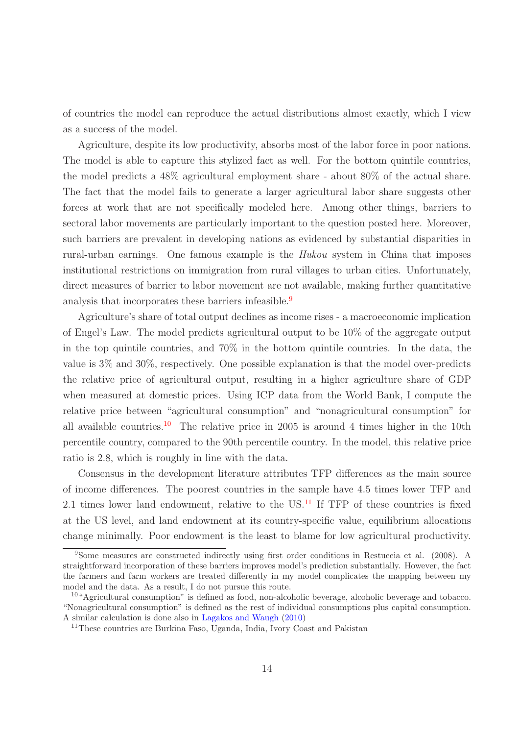of countries the model can reproduce the actual distributions almost exactly, which I view as a success of the model.

Agriculture, despite its low productivity, absorbs most of the labor force in poor nations. The model is able to capture this stylized fact as well. For the bottom quintile countries, the model predicts a 48% agricultural employment share - about 80% of the actual share. The fact that the model fails to generate a larger agricultural labor share suggests other forces at work that are not specifically modeled here. Among other things, barriers to sectoral labor movements are particularly important to the question posted here. Moreover, such barriers are prevalent in developing nations as evidenced by substantial disparities in rural-urban earnings. One famous example is the *Hukou* system in China that imposes institutional restrictions on immigration from rural villages to urban cities. Unfortunately, direct measures of barrier to labor movement are not available, making further quantitative analysis that incorporates these barriers infeasible.[9]

Agriculture's share of total output declines as income rises - a macroeconomic implication of Engel's Law. The model predicts agricultural output to be 10% of the aggregate output in the top quintile countries, and 70% in the bottom quintile countries. In the data, the value is 3% and 30%, respectively. One possible explanation is that the model over-predicts the relative price of agricultural output, resulting in a higher agriculture share of GDP when measured at domestic prices. Using ICP data from the World Bank, I compute the relative price between "agricultural consumption" and "nonagricultural consumption" for all available countries.[10] The relative price in 2005 is around 4 times higher in the 10th percentile country, compared to the 90th percentile country. In the model, this relative price ratio is 2.8, which is roughly in line with the data.

Consensus in the development literature attributes TFP differences as the main source of income differences. The poorest countries in the sample have 4.5 times lower TFP and 2.1 times lower land endowment, relative to the US.[11] If TFP of these countries is fixed at the US level, and land endowment at its country-specific value, equilibrium allocations change minimally. Poor endowment is the least to blame for low agricultural productivity.

---

[9] Some measures are constructed indirectly using first order conditions in Restuccia et al. (2008). A straightforward incorporation of these barriers improves model's prediction substantially. However, the fact the farmers and farm workers are treated differently in my model complicates the mapping between my model and the data. As a result, I do not pursue this route.

[10] "Agricultural consumption" is defined as food, non-alcoholic beverage, alcoholic beverage and tobacco. "Nonagricultural consumption" is defined as the rest of individual consumptions plus capital consumption. A similar calculation is done also in Lagakos and Waugh (2010)

[11] These countries are Burkina Faso, Uganda, India, Ivory Coast and Pakistan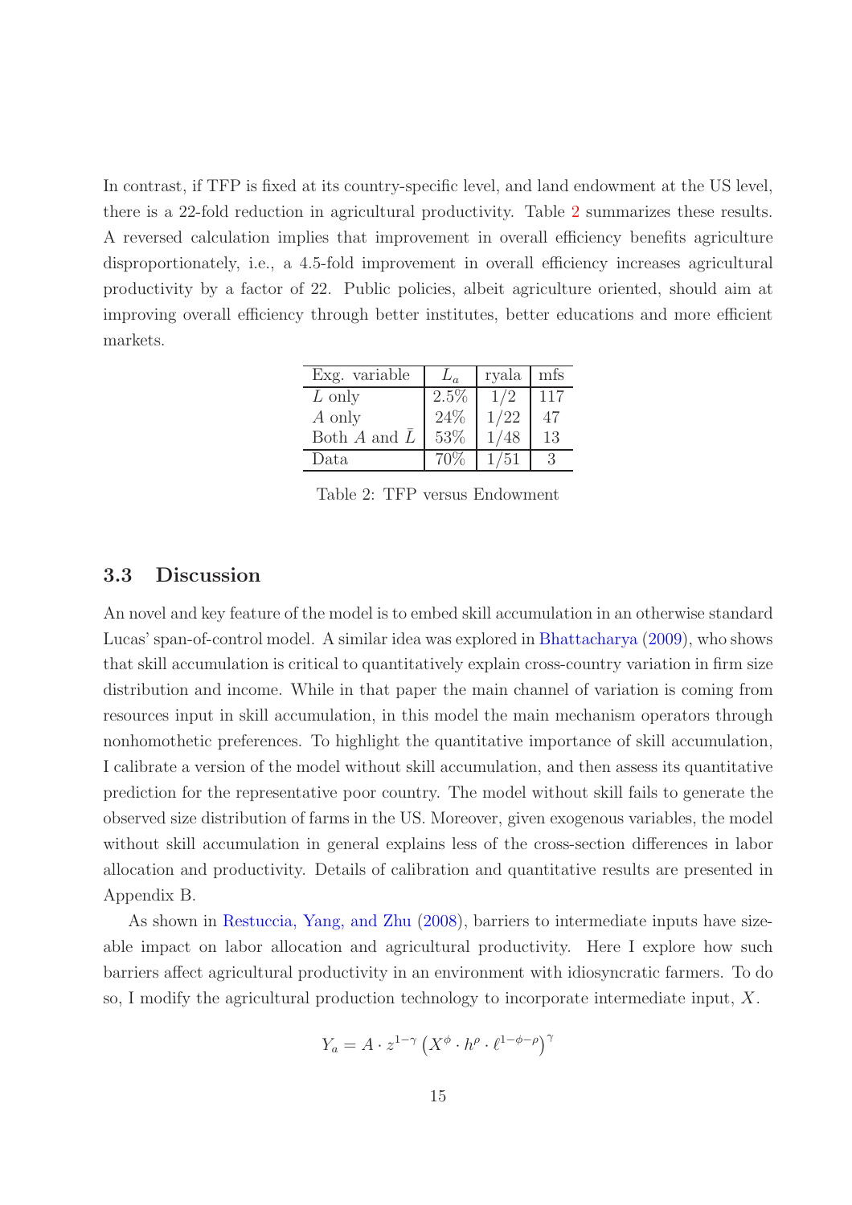In contrast, if TFP is fixed at its country-specific level, and land endowment at the US level, there is a 22-fold reduction in agricultural productivity. Table 2 summarizes these results. A reversed calculation implies that improvement in overall efficiency benefits agriculture disproportionately, i.e., a 4.5-fold improvement in overall efficiency increases agricultural productivity by a factor of 22. Public policies, albeit agriculture oriented, should aim at improving overall efficiency through better institutes, better educations and more efficient markets.

| Exg. variable | $L_a$ | ryala | mfs |
|---|---|---|---|
| $L$ only | 2.5% | 1/2 | 117 |
| $A$ only | 24% | 1/22 | 47 |
| Both $A$ and $\bar{L}$ | 53% | 1/48 | 13 |
| Data | 70% | 1/51 | 3 |

Table 2: TFP versus Endowment

### 3.3 Discussion

An novel and key feature of the model is to embed skill accumulation in an otherwise standard Lucas' span-of-control model. A similar idea was explored in Bhattacharya (2009), who shows that skill accumulation is critical to quantitatively explain cross-country variation in firm size distribution and income. While in that paper the main channel of variation is coming from resources input in skill accumulation, in this model the main mechanism operators through nonhomothetic preferences. To highlight the quantitative importance of skill accumulation, I calibrate a version of the model without skill accumulation, and then assess its quantitative prediction for the representative poor country. The model without skill fails to generate the observed size distribution of farms in the US. Moreover, given exogenous variables, the model without skill accumulation in general explains less of the cross-section differences in labor allocation and productivity. Details of calibration and quantitative results are presented in Appendix B.

As shown in Restuccia, Yang, and Zhu (2008), barriers to intermediate inputs have sizeable impact on labor allocation and agricultural productivity. Here I explore how such barriers affect agricultural productivity in an environment with idiosyncratic farmers. To do so, I modify the agricultural production technology to incorporate intermediate input, $X$.

$$Y_a = A \cdot z^{1-\gamma} \left(X^{\phi} \cdot h^{\rho} \cdot \ell^{1-\phi-\rho}\right)^{\gamma}$$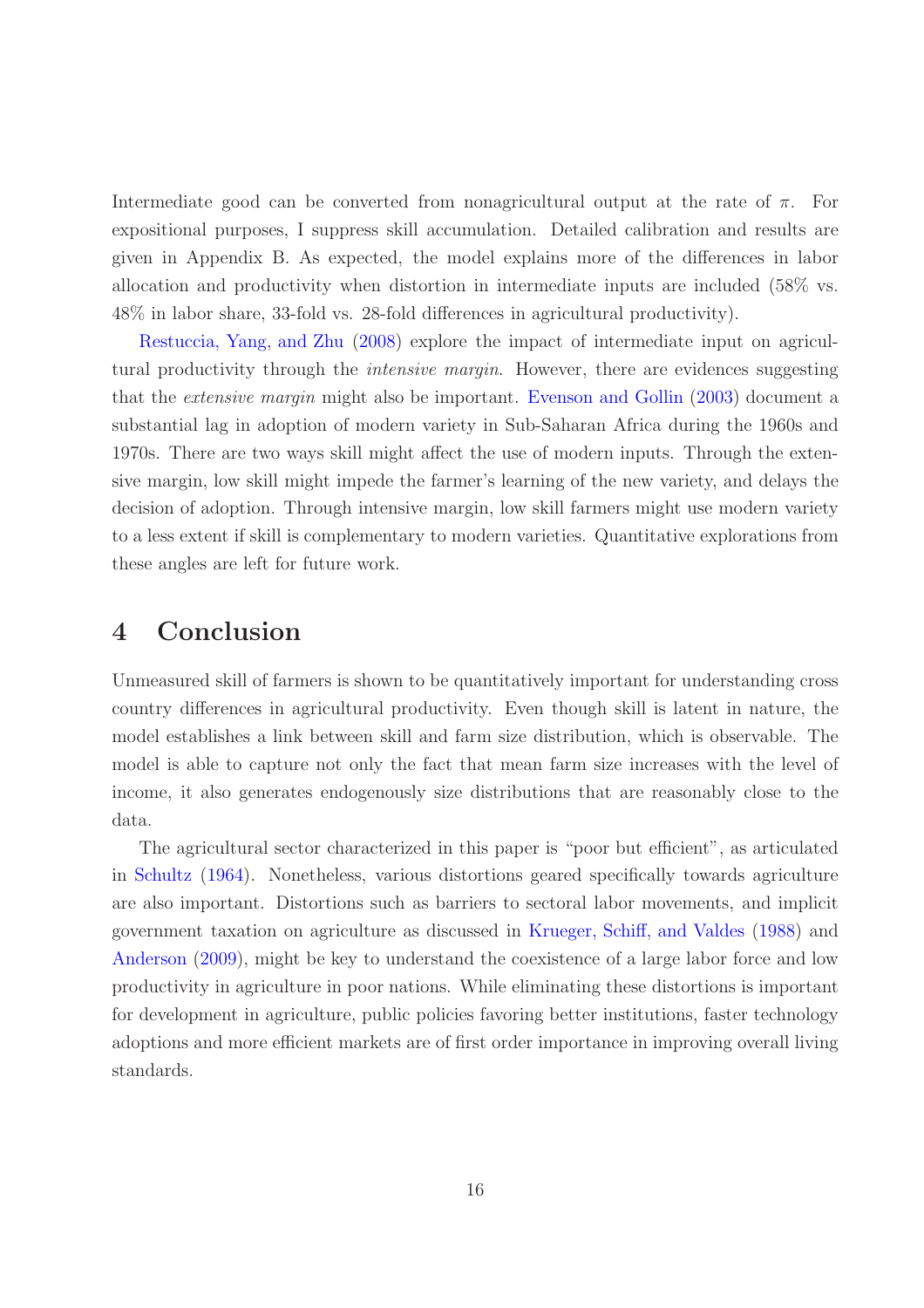Intermediate good can be converted from nonagricultural output at the rate of $\pi$. For expositional purposes, I suppress skill accumulation. Detailed calibration and results are given in Appendix B. As expected, the model explains more of the differences in labor allocation and productivity when distortion in intermediate inputs are included (58% vs. 48% in labor share, 33-fold vs. 28-fold differences in agricultural productivity).

Restuccia, Yang, and Zhu (2008) explore the impact of intermediate input on agricultural productivity through the *intensive margin*. However, there are evidences suggesting that the *extensive margin* might also be important. Evenson and Gollin (2003) document a substantial lag in adoption of modern variety in Sub-Saharan Africa during the 1960s and 1970s. There are two ways skill might affect the use of modern inputs. Through the extensive margin, low skill might impede the farmer's learning of the new variety, and delays the decision of adoption. Through intensive margin, low skill farmers might use modern variety to a less extent if skill is complementary to modern varieties. Quantitative explorations from these angles are left for future work.

# 4 Conclusion

Unmeasured skill of farmers is shown to be quantitatively important for understanding cross country differences in agricultural productivity. Even though skill is latent in nature, the model establishes a link between skill and farm size distribution, which is observable. The model is able to capture not only the fact that mean farm size increases with the level of income, it also generates endogenously size distributions that are reasonably close to the data.

The agricultural sector characterized in this paper is "poor but efficient", as articulated in Schultz (1964). Nonetheless, various distortions geared specifically towards agriculture are also important. Distortions such as barriers to sectoral labor movements, and implicit government taxation on agriculture as discussed in Krueger, Schiff, and Valdes (1988) and Anderson (2009), might be key to understand the coexistence of a large labor force and low productivity in agriculture in poor nations. While eliminating these distortions is important for development in agriculture, public policies favoring better institutions, faster technology adoptions and more efficient markets are of first order importance in improving overall living standards.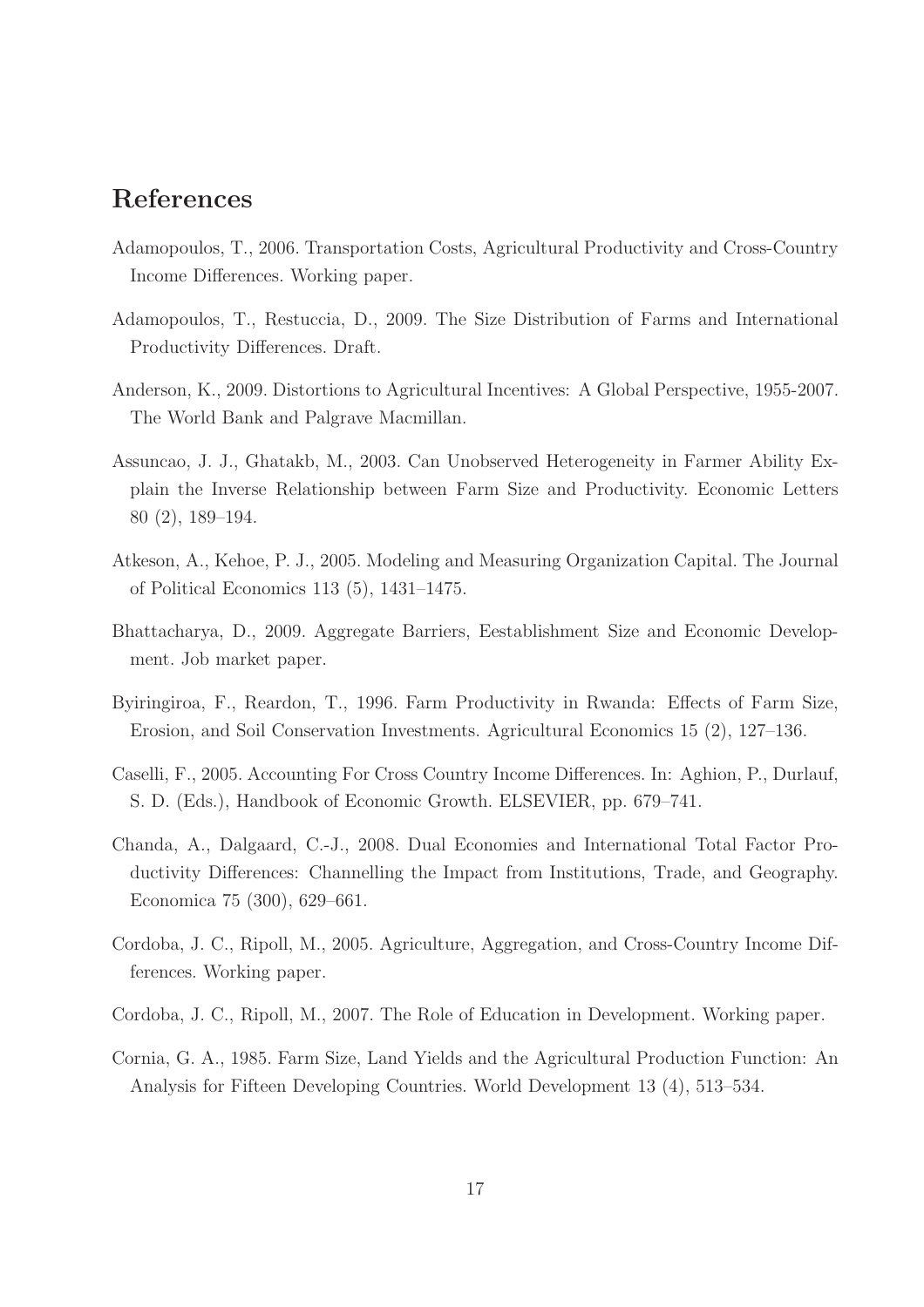# References

Adamopoulos, T., 2006. Transportation Costs, Agricultural Productivity and Cross-Country Income Differences. Working paper.

Adamopoulos, T., Restuccia, D., 2009. The Size Distribution of Farms and International Productivity Differences. Draft.

Anderson, K., 2009. Distortions to Agricultural Incentives: A Global Perspective, 1955-2007. The World Bank and Palgrave Macmillan.

Assuncao, J. J., Ghatakb, M., 2003. Can Unobserved Heterogeneity in Farmer Ability Explain the Inverse Relationship between Farm Size and Productivity. Economic Letters 80 (2), 189–194.

Atkeson, A., Kehoe, P. J., 2005. Modeling and Measuring Organization Capital. The Journal of Political Economics 113 (5), 1431–1475.

Bhattacharya, D., 2009. Aggregate Barriers, Eestablishment Size and Economic Development. Job market paper.

Byiringiroa, F., Reardon, T., 1996. Farm Productivity in Rwanda: Effects of Farm Size, Erosion, and Soil Conservation Investments. Agricultural Economics 15 (2), 127–136.

Caselli, F., 2005. Accounting For Cross Country Income Differences. In: Aghion, P., Durlauf, S. D. (Eds.), Handbook of Economic Growth. ELSEVIER, pp. 679–741.

Chanda, A., Dalgaard, C.-J., 2008. Dual Economies and International Total Factor Productivity Differences: Channelling the Impact from Institutions, Trade, and Geography. Economica 75 (300), 629–661.

Cordoba, J. C., Ripoll, M., 2005. Agriculture, Aggregation, and Cross-Country Income Differences. Working paper.

Cordoba, J. C., Ripoll, M., 2007. The Role of Education in Development. Working paper.

Cornia, G. A., 1985. Farm Size, Land Yields and the Agricultural Production Function: An Analysis for Fifteen Developing Countries. World Development 13 (4), 513–534.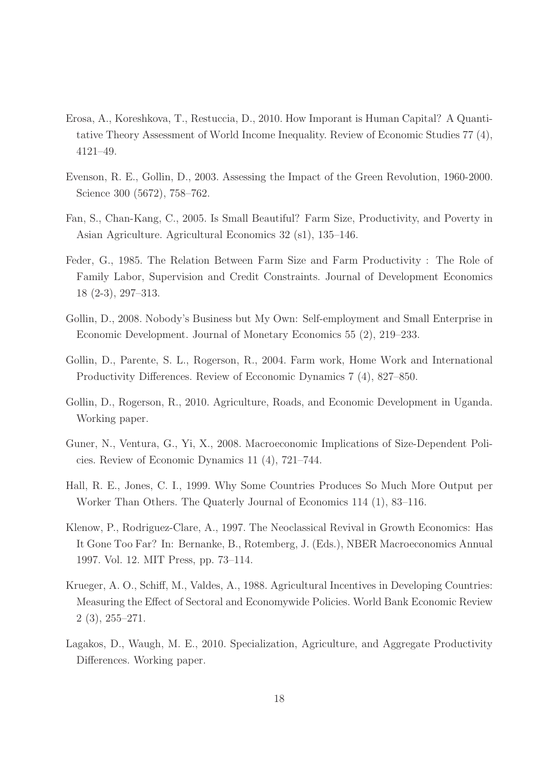Erosa, A., Koreshkova, T., Restuccia, D., 2010. How Imporant is Human Capital? A Quantitative Theory Assessment of World Income Inequality. Review of Economic Studies 77 (4), 4121–49.

Evenson, R. E., Gollin, D., 2003. Assessing the Impact of the Green Revolution, 1960-2000. Science 300 (5672), 758–762.

Fan, S., Chan-Kang, C., 2005. Is Small Beautiful? Farm Size, Productivity, and Poverty in Asian Agriculture. Agricultural Economics 32 (s1), 135–146.

Feder, G., 1985. The Relation Between Farm Size and Farm Productivity : The Role of Family Labor, Supervision and Credit Constraints. Journal of Development Economics 18 (2-3), 297–313.

Gollin, D., 2008. Nobody's Business but My Own: Self-employment and Small Enterprise in Economic Development. Journal of Monetary Economics 55 (2), 219–233.

Gollin, D., Parente, S. L., Rogerson, R., 2004. Farm work, Home Work and International Productivity Differences. Review of Ecconomic Dynamics 7 (4), 827–850.

Gollin, D., Rogerson, R., 2010. Agriculture, Roads, and Economic Development in Uganda. Working paper.

Guner, N., Ventura, G., Yi, X., 2008. Macroeconomic Implications of Size-Dependent Policies. Review of Economic Dynamics 11 (4), 721–744.

Hall, R. E., Jones, C. I., 1999. Why Some Countries Produces So Much More Output per Worker Than Others. The Quaterly Journal of Economics 114 (1), 83–116.

Klenow, P., Rodriguez-Clare, A., 1997. The Neoclassical Revival in Growth Economics: Has It Gone Too Far? In: Bernanke, B., Rotemberg, J. (Eds.), NBER Macroeconomics Annual 1997. Vol. 12. MIT Press, pp. 73–114.

Krueger, A. O., Schiff, M., Valdes, A., 1988. Agricultural Incentives in Developing Countries: Measuring the Effect of Sectoral and Economywide Policies. World Bank Economic Review 2 (3), 255–271.

Lagakos, D., Waugh, M. E., 2010. Specialization, Agriculture, and Aggregate Productivity Differences. Working paper.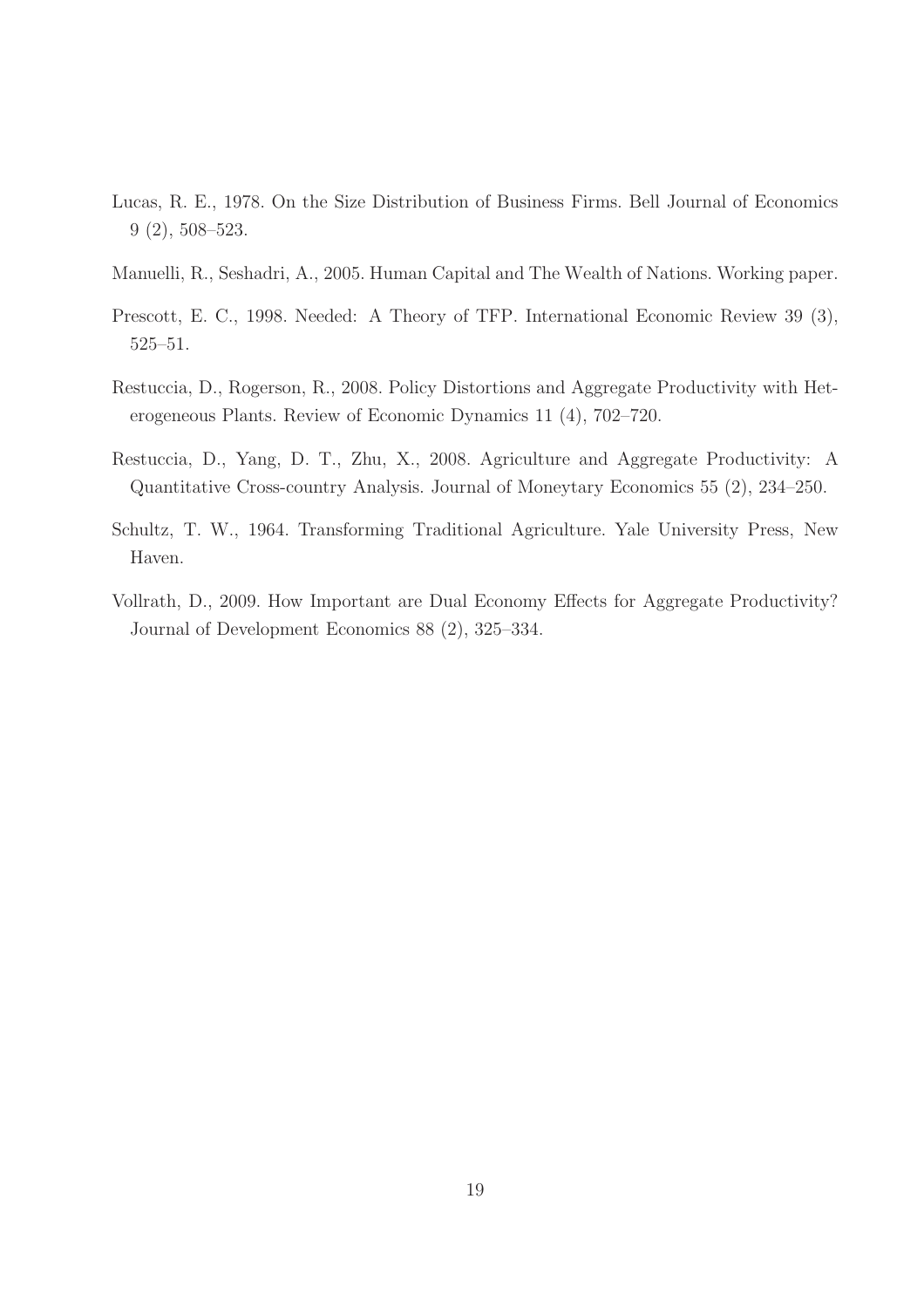Lucas, R. E., 1978. On the Size Distribution of Business Firms. Bell Journal of Economics 9 (2), 508–523.

Manuelli, R., Seshadri, A., 2005. Human Capital and The Wealth of Nations. Working paper.

Prescott, E. C., 1998. Needed: A Theory of TFP. International Economic Review 39 (3), 525–51.

Restuccia, D., Rogerson, R., 2008. Policy Distortions and Aggregate Productivity with Heterogeneous Plants. Review of Economic Dynamics 11 (4), 702–720.

Restuccia, D., Yang, D. T., Zhu, X., 2008. Agriculture and Aggregate Productivity: A Quantitative Cross-country Analysis. Journal of Moneytary Economics 55 (2), 234–250.

Schultz, T. W., 1964. Transforming Traditional Agriculture. Yale University Press, New Haven.

Vollrath, D., 2009. How Important are Dual Economy Effects for Aggregate Productivity? Journal of Development Economics 88 (2), 325–334.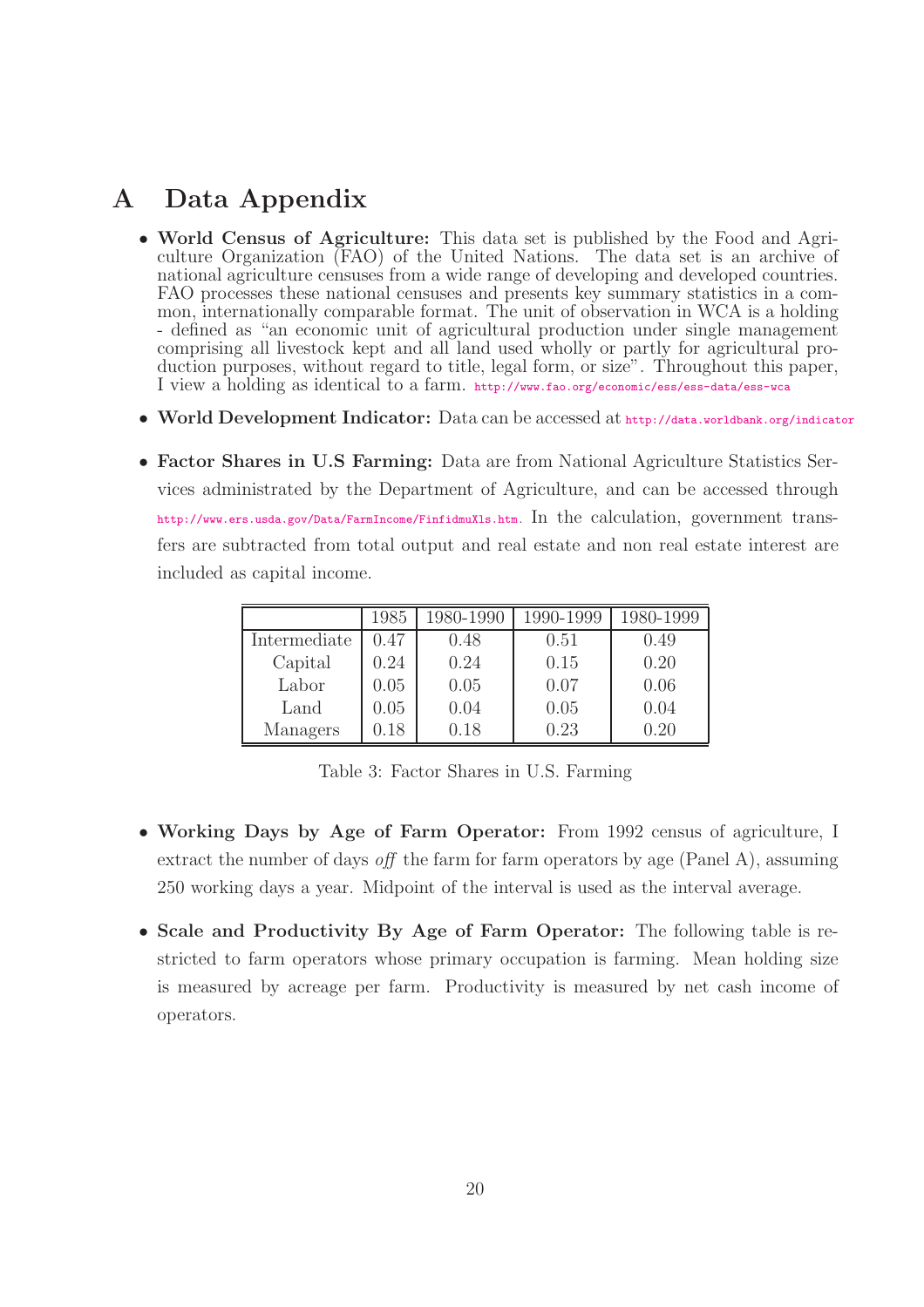# A Data Appendix

- **World Census of Agriculture:** This data set is published by the Food and Agriculture Organization (FAO) of the United Nations. The data set is an archive of national agriculture censuses from a wide range of developing and developed countries. FAO processes these national censuses and presents key summary statistics in a common, internationally comparable format. The unit of observation in WCA is a holding - defined as "an economic unit of agricultural production under single management comprising all livestock kept and all land used wholly or partly for agricultural production purposes, without regard to title, legal form, or size". Throughout this paper, I view a holding as identical to a farm. http://www.fao.org/economic/ess/ess-data/ess-wca

- **World Development Indicator:** Data can be accessed at http://data.worldbank.org/indicator

- **Factor Shares in U.S Farming:** Data are from National Agriculture Statistics Services administrated by the Department of Agriculture, and can be accessed through http://www.ers.usda.gov/Data/FarmIncome/FinfidmuXls.htm. In the calculation, government transfers are subtracted from total output and real estate and non real estate interest are included as capital income.

| | 1985 | 1980-1990 | 1990-1999 | 1980-1999 |
|---|---|---|---|---|
| Intermediate | 0.47 | 0.48 | 0.51 | 0.49 |
| Capital | 0.24 | 0.24 | 0.15 | 0.20 |
| Labor | 0.05 | 0.05 | 0.07 | 0.06 |
| Land | 0.05 | 0.04 | 0.05 | 0.04 |
| Managers | 0.18 | 0.18 | 0.23 | 0.20 |

Table 3: Factor Shares in U.S. Farming

- **Working Days by Age of Farm Operator:** From 1992 census of agriculture, I extract the number of days *off* the farm for farm operators by age (Panel A), assuming 250 working days a year. Midpoint of the interval is used as the interval average.

- **Scale and Productivity By Age of Farm Operator:** The following table is restricted to farm operators whose primary occupation is farming. Mean holding size is measured by acreage per farm. Productivity is measured by net cash income of operators.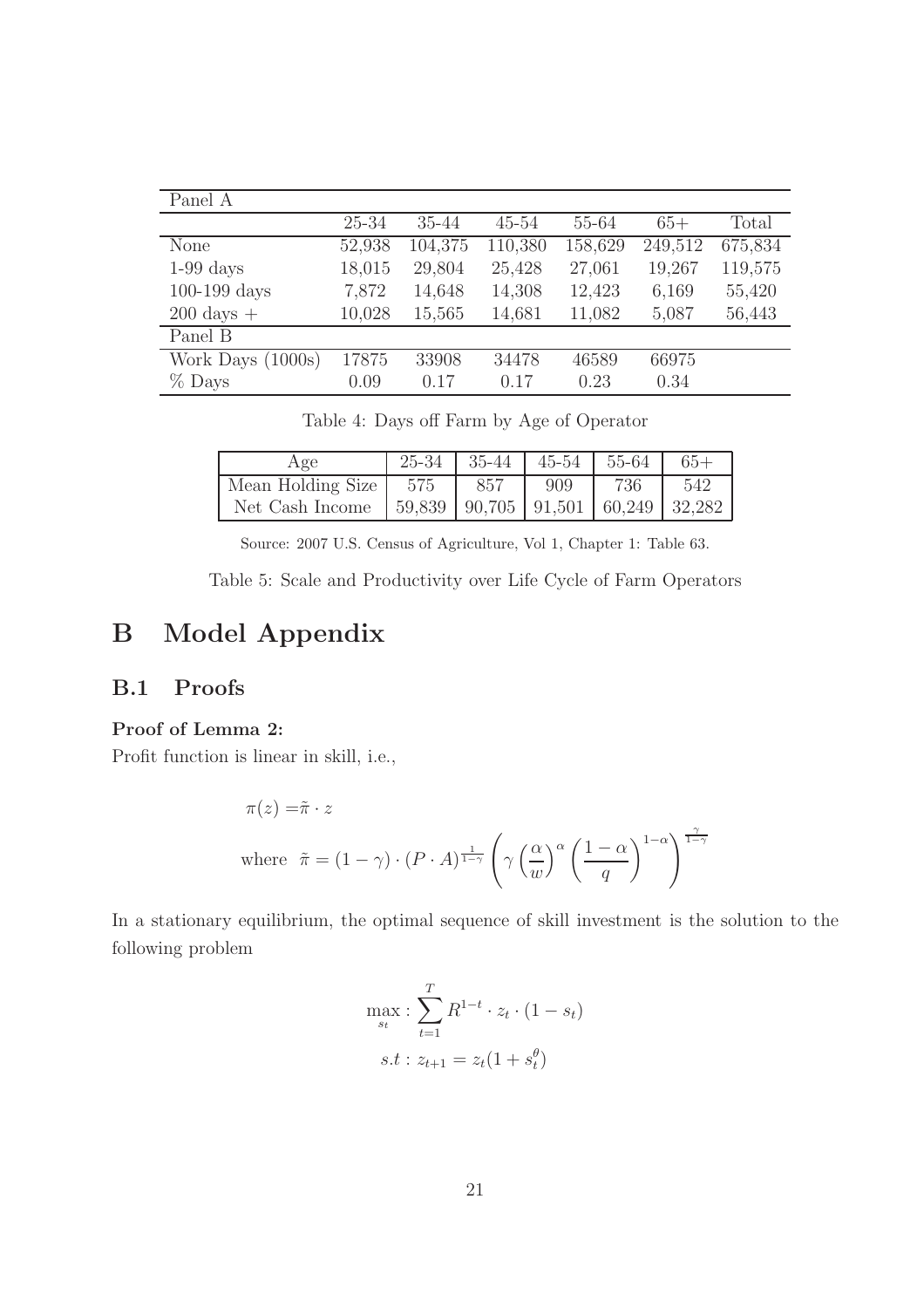| Panel A | | | | | | |
|---|---|---|---|---|---|---|
| | 25-34 | 35-44 | 45-54 | 55-64 | 65+ | Total |
| None | 52,938 | 104,375 | 110,380 | 158,629 | 249,512 | 675,834 |
| 1-99 days | 18,015 | 29,804 | 25,428 | 27,061 | 19,267 | 119,575 |
| 100-199 days | 7,872 | 14,648 | 14,308 | 12,423 | 6,169 | 55,420 |
| 200 days + | 10,028 | 15,565 | 14,681 | 11,082 | 5,087 | 56,443 |
| Panel B | | | | | | |
| Work Days (1000s) | 17875 | 33908 | 34478 | 46589 | 66975 | |
| % Days | 0.09 | 0.17 | 0.17 | 0.23 | 0.34 | |

Table 4: Days off Farm by Age of Operator

| Age | 25-34 | 35-44 | 45-54 | 55-64 | 65+ |
|---|---|---|---|---|---|
| Mean Holding Size | 575 | 857 | 909 | 736 | 542 |
| Net Cash Income | 59,839 | 90,705 | 91,501 | 60,249 | 32,282 |

Source: 2007 U.S. Census of Agriculture, Vol 1, Chapter 1: Table 63.

Table 5: Scale and Productivity over Life Cycle of Farm Operators

# B Model Appendix

## B.1 Proofs

**Proof of Lemma 2:**

Profit function is linear in skill, i.e.,

$$\pi(z) = \tilde{\pi} \cdot z$$

$$\text{where} \quad \tilde{\pi} = (1-\gamma) \cdot (P \cdot A)^{\frac{1}{1-\gamma}} \left( \gamma \left(\frac{\alpha}{w}\right)^{\alpha} \left(\frac{1-\alpha}{q}\right)^{1-\alpha} \right)^{\frac{\gamma}{1-\gamma}}$$

In a stationary equilibrium, the optimal sequence of skill investment is the solution to the following problem

$$\max_{s_t} : \sum_{t=1}^{T} R^{1-t} \cdot z_t \cdot (1 - s_t)$$

$$s.t : z_{t+1} = z_t(1 + s_t^{\theta})$$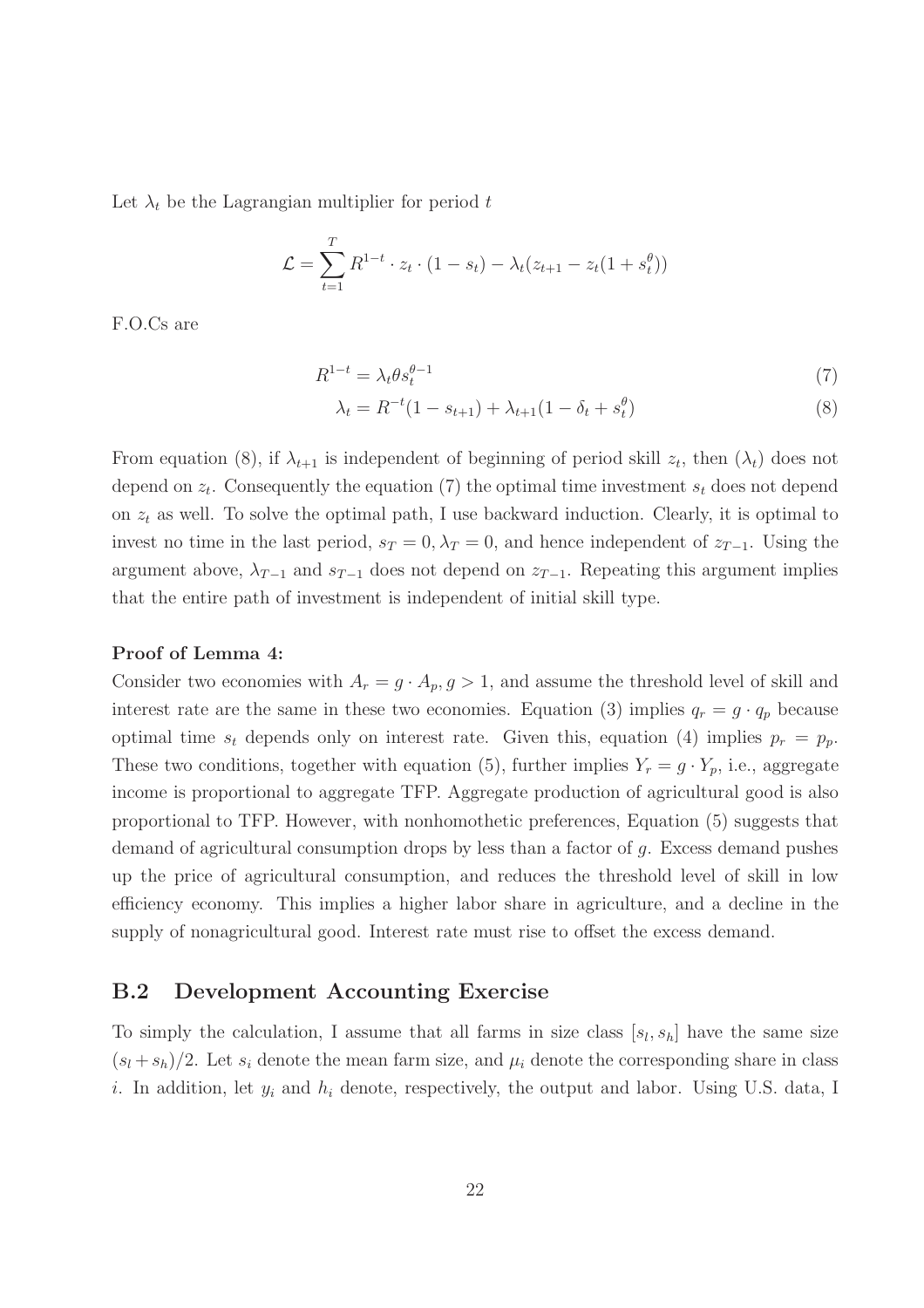Let $\lambda_t$ be the Lagrangian multiplier for period $t$

$$\mathcal{L} = \sum_{t=1}^{T} R^{1-t} \cdot z_t \cdot (1 - s_t) - \lambda_t(z_{t+1} - z_t(1 + s_t^{\theta}))$$

F.O.Cs are

$$R^{1-t} = \lambda_t \theta s_t^{\theta-1} \tag{7}$$

$$\lambda_t = R^{-t}(1 - s_{t+1}) + \lambda_{t+1}(1 - \delta_t + s_t^{\theta}) \tag{8}$$

From equation (8), if $\lambda_{t+1}$ is independent of beginning of period skill $z_t$, then $(\lambda_t)$ does not depend on $z_t$. Consequently the equation (7) the optimal time investment $s_t$ does not depend on $z_t$ as well. To solve the optimal path, I use backward induction. Clearly, it is optimal to invest no time in the last period, $s_T = 0, \lambda_T = 0$, and hence independent of $z_{T-1}$. Using the argument above, $\lambda_{T-1}$ and $s_{T-1}$ does not depend on $z_{T-1}$. Repeating this argument implies that the entire path of investment is independent of initial skill type.

**Proof of Lemma 4:**

Consider two economies with $A_r = g \cdot A_p, g > 1$, and assume the threshold level of skill and interest rate are the same in these two economies. Equation (3) implies $q_r = g \cdot q_p$ because optimal time $s_t$ depends only on interest rate. Given this, equation (4) implies $p_r = p_p$. These two conditions, together with equation (5), further implies $Y_r = g \cdot Y_p$, i.e., aggregate income is proportional to aggregate TFP. Aggregate production of agricultural good is also proportional to TFP. However, with nonhomothetic preferences, Equation (5) suggests that demand of agricultural consumption drops by less than a factor of $g$. Excess demand pushes up the price of agricultural consumption, and reduces the threshold level of skill in low efficiency economy. This implies a higher labor share in agriculture, and a decline in the supply of nonagricultural good. Interest rate must rise to offset the excess demand.

## B.2 Development Accounting Exercise

To simply the calculation, I assume that all farms in size class $[s_l, s_h]$ have the same size $(s_l + s_h)/2$. Let $s_i$ denote the mean farm size, and $\mu_i$ denote the corresponding share in class $i$. In addition, let $y_i$ and $h_i$ denote, respectively, the output and labor. Using U.S. data, I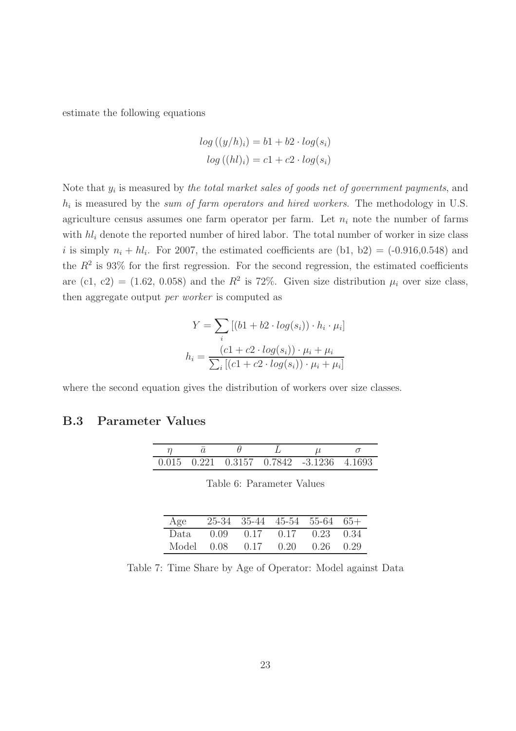estimate the following equations

$$log\left((y/h)_i\right) = b1 + b2 \cdot log(s_i)$$
$$log\left((hl)_i\right) = c1 + c2 \cdot log(s_i)$$

Note that $y_i$ is measured by *the total market sales of goods net of government payments*, and $h_i$ is measured by the *sum of farm operators and hired workers*. The methodology in U.S. agriculture census assumes one farm operator per farm. Let $n_i$ note the number of farms with $hl_i$ denote the reported number of hired labor. The total number of worker in size class $i$ is simply $n_i + hl_i$. For 2007, the estimated coefficients are (b1, b2) = (-0.916,0.548) and the $R^2$ is 93% for the first regression. For the second regression, the estimated coefficients are (c1, c2) = (1.62, 0.058) and the $R^2$ is 72%. Given size distribution $\mu_i$ over size class, then aggregate output *per worker* is computed as

$$Y = \sum_i \left[(b1 + b2 \cdot log(s_i)) \cdot h_i \cdot \mu_i\right]$$
$$h_i = \frac{(c1 + c2 \cdot log(s_i)) \cdot \mu_i + \mu_i}{\sum_i \left[(c1 + c2 \cdot log(s_i)) \cdot \mu_i + \mu_i\right]}$$

where the second equation gives the distribution of workers over size classes.

## B.3 Parameter Values

| $\eta$ | $\bar{a}$ | $\theta$ | $L$ | $\mu$ | $\sigma$ |
|---|---|---|---|---|---|
| 0.015 | 0.221 | 0.3157 | 0.7842 | -3.1236 | 4.1693 |

Table 6: Parameter Values

| Age | 25-34 | 35-44 | 45-54 | 55-64 | 65+ |
|---|---|---|---|---|---|
| Data | 0.09 | 0.17 | 0.17 | 0.23 | 0.34 |
| Model | 0.08 | 0.17 | 0.20 | 0.26 | 0.29 |

Table 7: Time Share by Age of Operator: Model against Data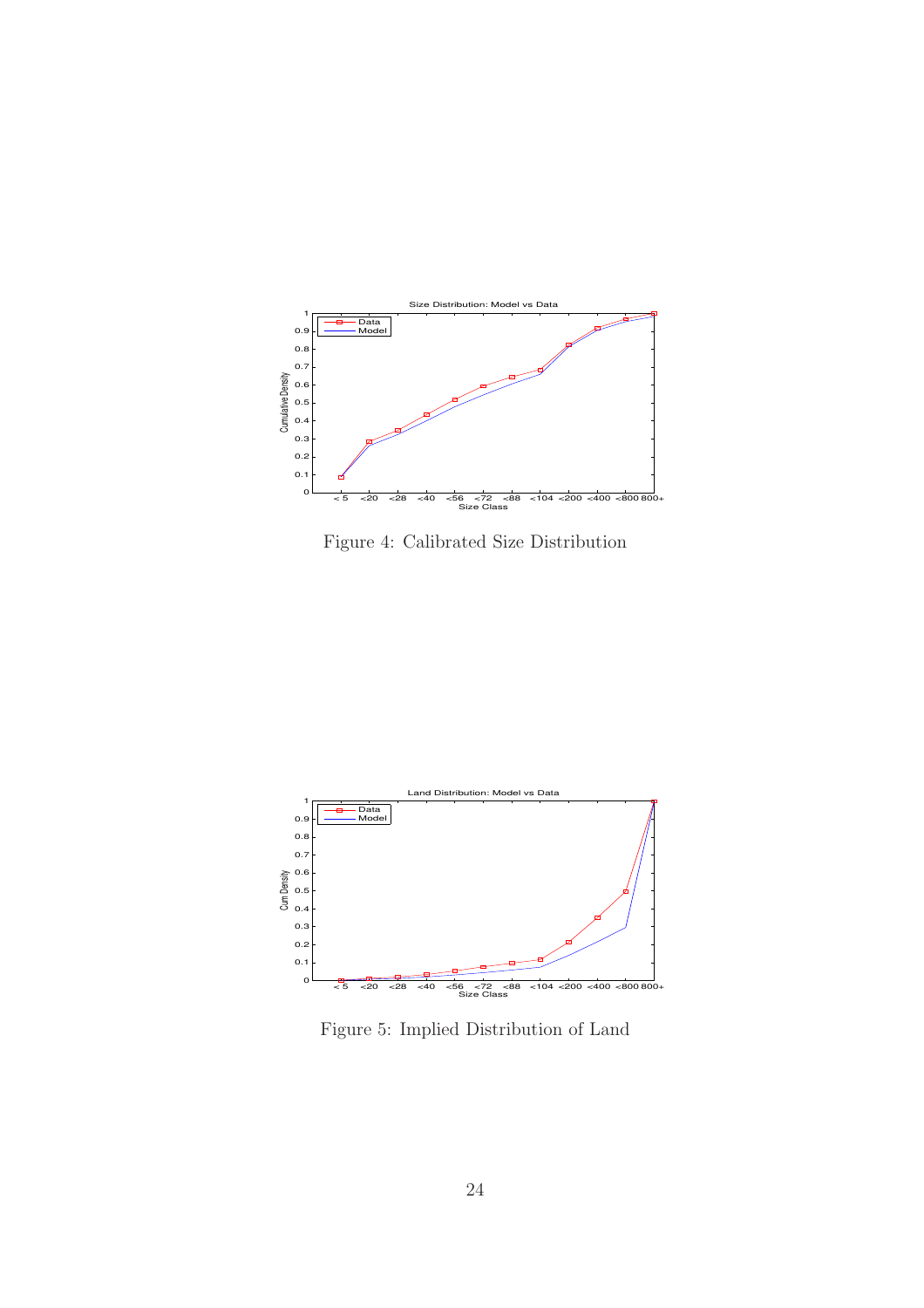Figure 4: Calibrated Size Distribution

Figure 5: Implied Distribution of Land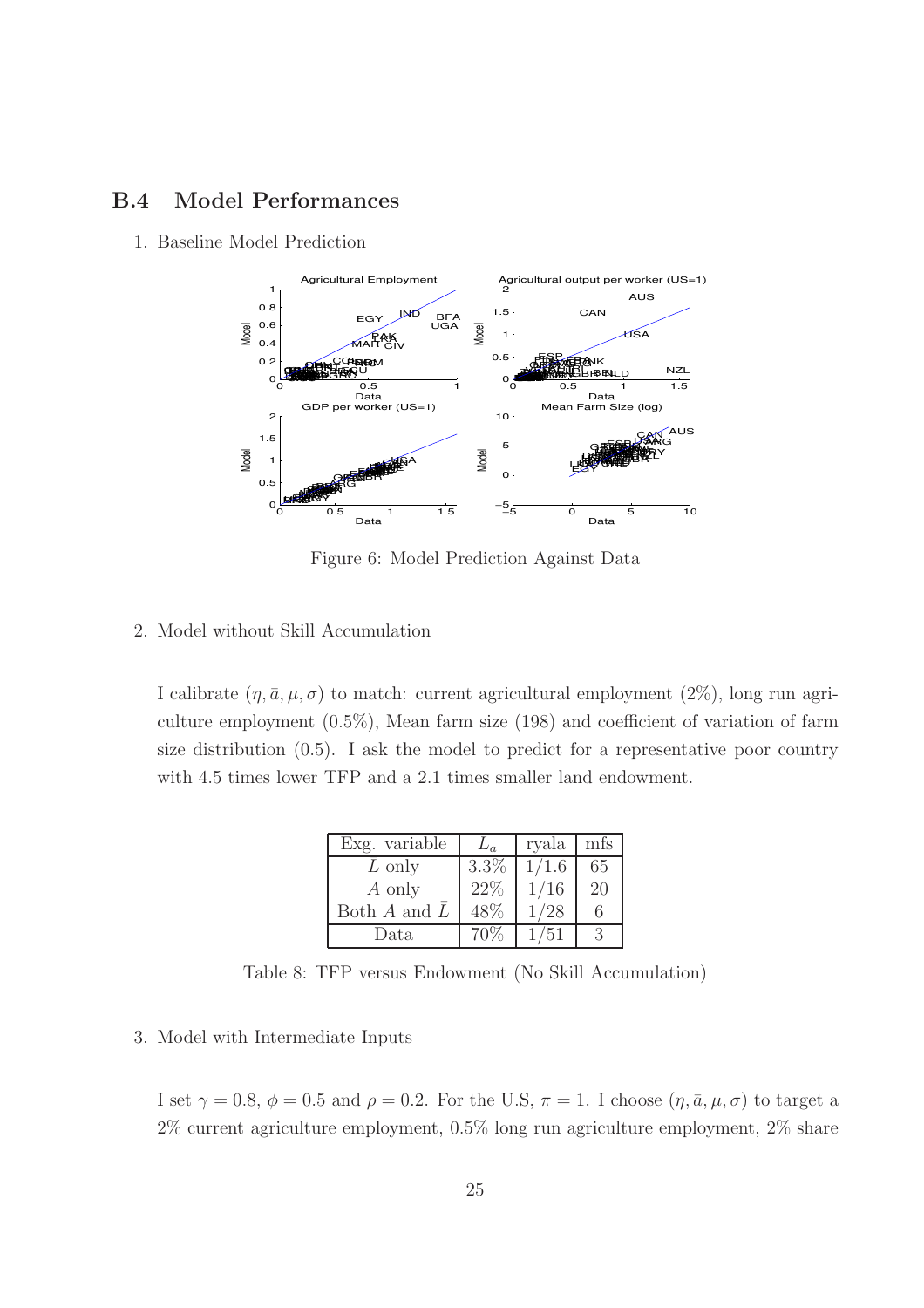## B.4 Model Performances

1. Baseline Model Prediction

Figure 6: Model Prediction Against Data

2. Model without Skill Accumulation

I calibrate $(\eta, \bar{a}, \mu, \sigma)$ to match: current agricultural employment (2%), long run agriculture employment (0.5%), Mean farm size (198) and coefficient of variation of farm size distribution (0.5). I ask the model to predict for a representative poor country with 4.5 times lower TFP and a 2.1 times smaller land endowment.

| Exg. variable | $L_a$ | ryala | mfs |
|---|---|---|---|
| $L$ only | 3.3% | 1/1.6 | 65 |
| $A$ only | 22% | 1/16 | 20 |
| Both $A$ and $\bar{L}$ | 48% | 1/28 | 6 |
| Data | 70% | 1/51 | 3 |

Table 8: TFP versus Endowment (No Skill Accumulation)

3. Model with Intermediate Inputs

I set $\gamma = 0.8$, $\phi = 0.5$ and $\rho = 0.2$. For the U.S, $\pi = 1$. I choose $(\eta, \bar{a}, \mu, \sigma)$ to target a 2% current agriculture employment, 0.5% long run agriculture employment, 2% share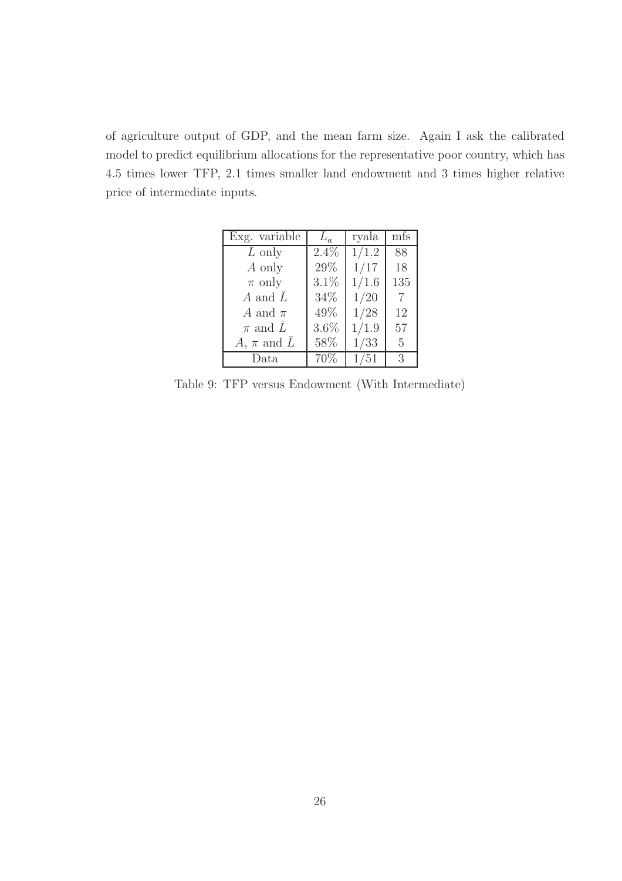of agriculture output of GDP, and the mean farm size. Again I ask the calibrated model to predict equilibrium allocations for the representative poor country, which has 4.5 times lower TFP, 2.1 times smaller land endowment and 3 times higher relative price of intermediate inputs.

| Exg. variable | $L_a$ | ryala | mfs |
|---|---|---|---|
| $L$ only | 2.4% | 1/1.2 | 88 |
| $A$ only | 29% | 1/17 | 18 |
| $\pi$ only | 3.1% | 1/1.6 | 135 |
| $A$ and $\bar{L}$ | 34% | 1/20 | 7 |
| $A$ and $\pi$ | 49% | 1/28 | 12 |
| $\pi$ and $\bar{L}$ | 3.6% | 1/1.9 | 57 |
| $A$, $\pi$ and $\bar{L}$ | 58% | 1/33 | 5 |
| Data | 70% | 1/51 | 3 |

Table 9: TFP versus Endowment (With Intermediate)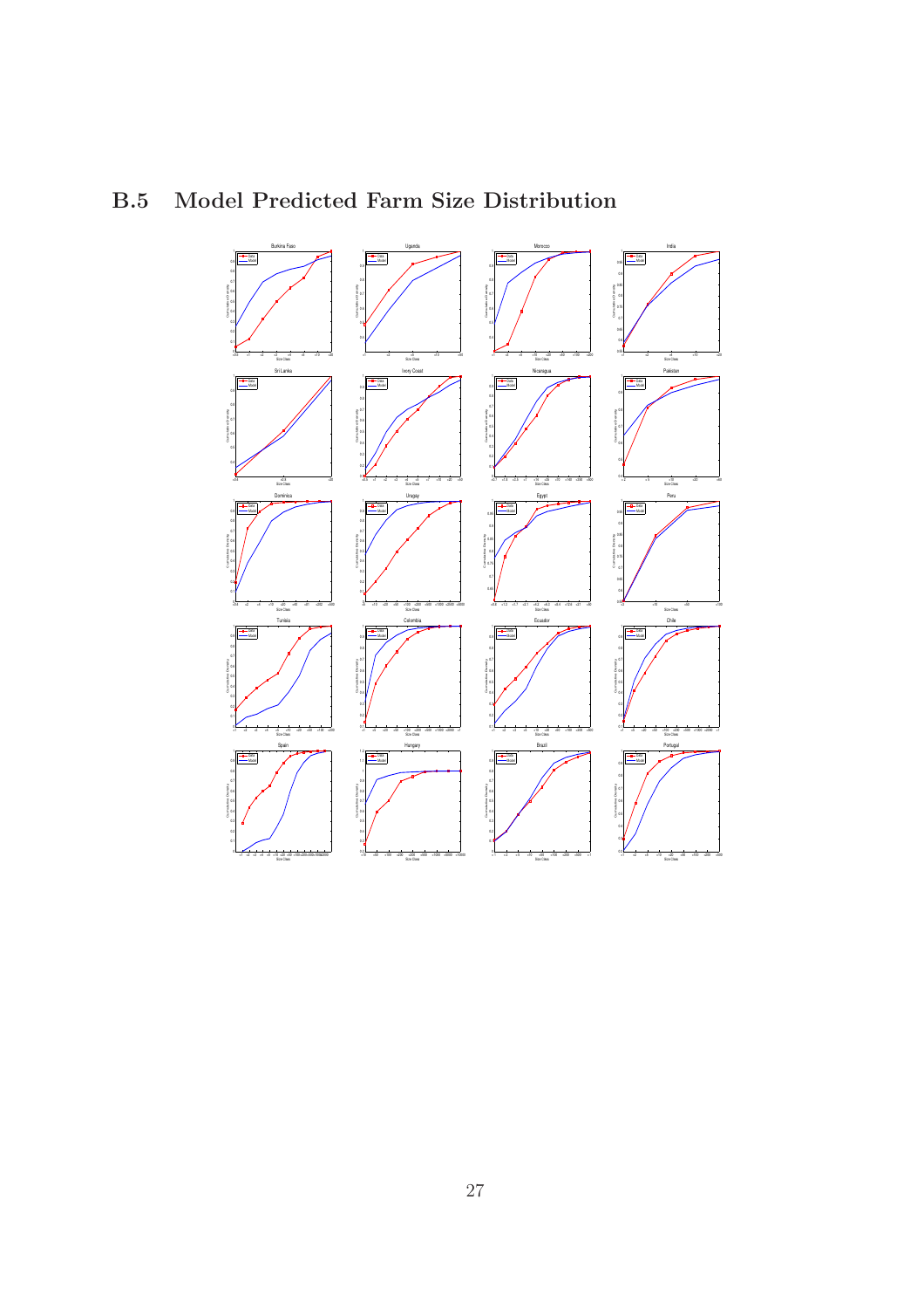## B.5 Model Predicted Farm Size Distribution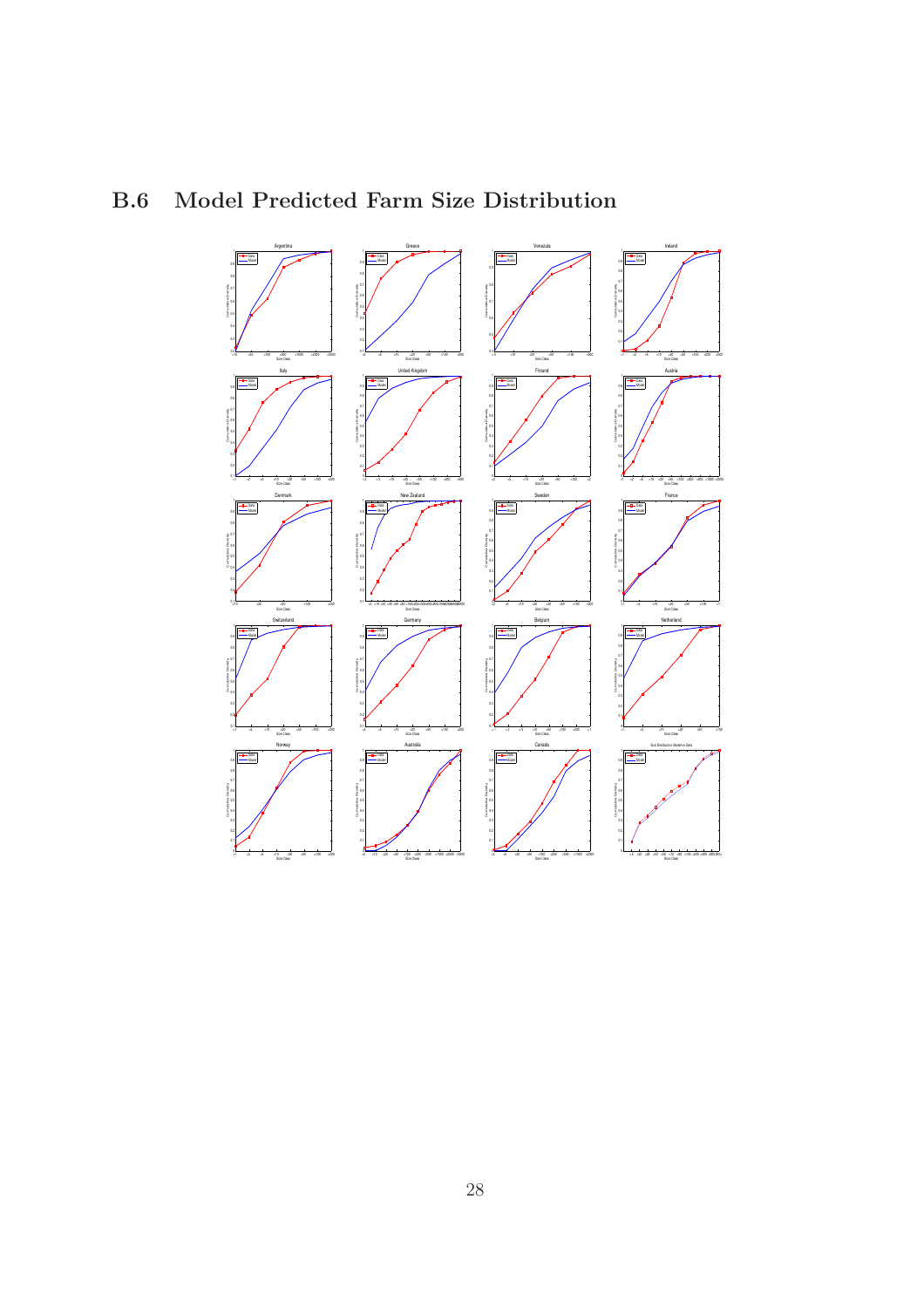## B.6 Model Predicted Farm Size Distribution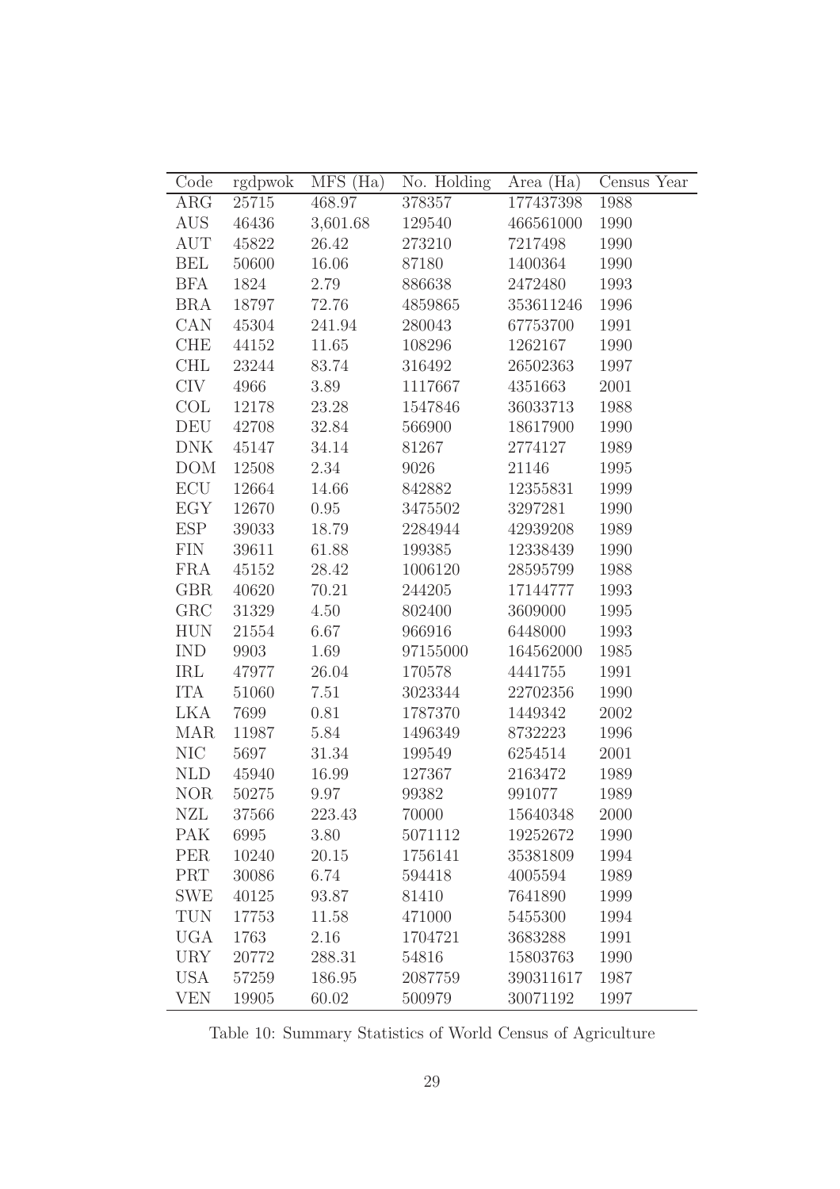| Code | rgdpwok | MFS (Ha) | No. Holding | Area (Ha) | Census Year |
|---|---|---|---|---|---|
| ARG | 25715 | 468.97 | 378357 | 177437398 | 1988 |
| AUS | 46436 | 3,601.68 | 129540 | 466561000 | 1990 |
| AUT | 45822 | 26.42 | 273210 | 7217498 | 1990 |
| BEL | 50600 | 16.06 | 87180 | 1400364 | 1990 |
| BFA | 1824 | 2.79 | 886638 | 2472480 | 1993 |
| BRA | 18797 | 72.76 | 4859865 | 353611246 | 1996 |
| CAN | 45304 | 241.94 | 280043 | 67753700 | 1991 |
| CHE | 44152 | 11.65 | 108296 | 1262167 | 1990 |
| CHL | 23244 | 83.74 | 316492 | 26502363 | 1997 |
| CIV | 4966 | 3.89 | 1117667 | 4351663 | 2001 |
| COL | 12178 | 23.28 | 1547846 | 36033713 | 1988 |
| DEU | 42708 | 32.84 | 566900 | 18617900 | 1990 |
| DNK | 45147 | 34.14 | 81267 | 2774127 | 1989 |
| DOM | 12508 | 2.34 | 9026 | 21146 | 1995 |
| ECU | 12664 | 14.66 | 842882 | 12355831 | 1999 |
| EGY | 12670 | 0.95 | 3475502 | 3297281 | 1990 |
| ESP | 39033 | 18.79 | 2284944 | 42939208 | 1989 |
| FIN | 39611 | 61.88 | 199385 | 12338439 | 1990 |
| FRA | 45152 | 28.42 | 1006120 | 28595799 | 1988 |
| GBR | 40620 | 70.21 | 244205 | 17144777 | 1993 |
| GRC | 31329 | 4.50 | 802400 | 3609000 | 1995 |
| HUN | 21554 | 6.67 | 966916 | 6448000 | 1993 |
| IND | 9903 | 1.69 | 97155000 | 164562000 | 1985 |
| IRL | 47977 | 26.04 | 170578 | 4441755 | 1991 |
| ITA | 51060 | 7.51 | 3023344 | 22702356 | 1990 |
| LKA | 7699 | 0.81 | 1787370 | 1449342 | 2002 |
| MAR | 11987 | 5.84 | 1496349 | 8732223 | 1996 |
| NIC | 5697 | 31.34 | 199549 | 6254514 | 2001 |
| NLD | 45940 | 16.99 | 127367 | 2163472 | 1989 |
| NOR | 50275 | 9.97 | 99382 | 991077 | 1989 |
| NZL | 37566 | 223.43 | 70000 | 15640348 | 2000 |
| PAK | 6995 | 3.80 | 5071112 | 19252672 | 1990 |
| PER | 10240 | 20.15 | 1756141 | 35381809 | 1994 |
| PRT | 30086 | 6.74 | 594418 | 4005594 | 1989 |
| SWE | 40125 | 93.87 | 81410 | 7641890 | 1999 |
| TUN | 17753 | 11.58 | 471000 | 5455300 | 1994 |
| UGA | 1763 | 2.16 | 1704721 | 3683288 | 1991 |
| URY | 20772 | 288.31 | 54816 | 15803763 | 1990 |
| USA | 57259 | 186.95 | 2087759 | 390311617 | 1987 |
| VEN | 19905 | 60.02 | 500979 | 30071192 | 1997 |

Table 10: Summary Statistics of World Census of Agriculture